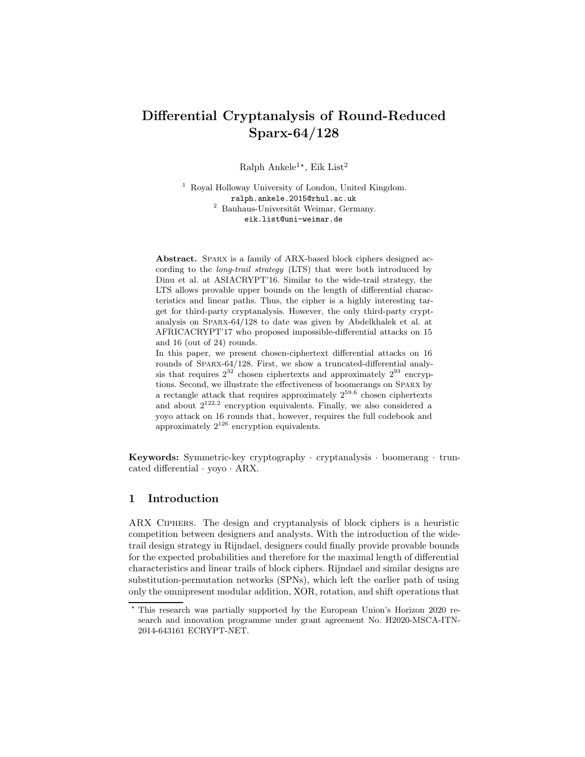# Differential Cryptanalysis of Round-Reduced Sparx-64/128

Ralph Ankele[1*], Eik List[2]

[1] Royal Holloway University of London, United Kingdom.
ralph.ankele.2015@rhul.ac.uk
[2] Bauhaus-Universität Weimar, Germany.
eik.list@uni-weimar.de

**Abstract.** Sparx is a family of ARX-based block ciphers designed according to the *long-trail strategy* (LTS) that were both introduced by Dinu et al. at ASIACRYPT'16. Similar to the wide-trail strategy, the LTS allows provable upper bounds on the length of differential characteristics and linear paths. Thus, the cipher is a highly interesting target for third-party cryptanalysis. However, the only third-party cryptanalysis on Sparx-64/128 to date was given by Abdelkhalek et al. at AFRICACRYPT'17 who proposed impossible-differential attacks on 15 and 16 (out of 24) rounds.

In this paper, we present chosen-ciphertext differential attacks on 16 rounds of Sparx-64/128. First, we show a truncated-differential analysis that requires $2^{32}$ chosen ciphertexts and approximately $2^{93}$ encryptions. Second, we illustrate the effectiveness of boomerangs on Sparx by a rectangle attack that requires approximately $2^{59.6}$ chosen ciphertexts and about $2^{122.2}$ encryption equivalents. Finally, we also considered a yoyo attack on 16 rounds that, however, requires the full codebook and approximately $2^{126}$ encryption equivalents.

**Keywords:** Symmetric-key cryptography · cryptanalysis · boomerang · truncated differential · yoyo · ARX.

## 1 Introduction

ARX Ciphers. The design and cryptanalysis of block ciphers is a heuristic competition between designers and analysts. With the introduction of the wide-trail design strategy in Rijndael, designers could finally provide provable bounds for the expected probabilities and therefore for the maximal length of differential characteristics and linear trails of block ciphers. Rijndael and similar designs are substitution-permutation networks (SPNs), which left the earlier path of using only the omnipresent modular addition, XOR, rotation, and shift operations that

* This research was partially supported by the European Union's Horizon 2020 research and innovation programme under grant agreement No. H2020-MSCA-ITN-2014-643161 ECRYPT-NET.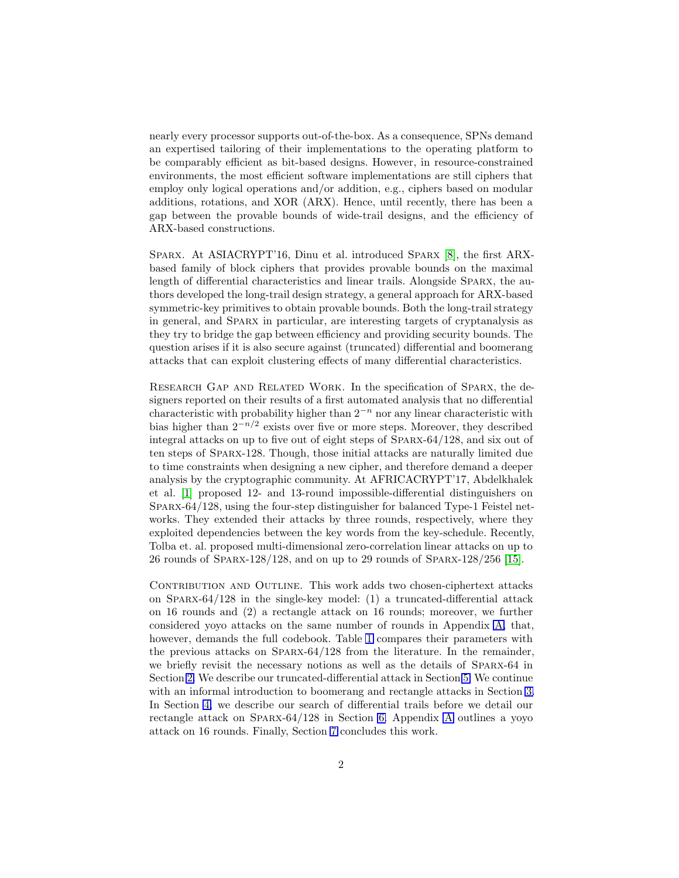nearly every processor supports out-of-the-box. As a consequence, SPNs demand an expertised tailoring of their implementations to the operating platform to be comparably efficient as bit-based designs. However, in resource-constrained environments, the most efficient software implementations are still ciphers that employ only logical operations and/or addition, e.g., ciphers based on modular additions, rotations, and XOR (ARX). Hence, until recently, there has been a gap between the provable bounds of wide-trail designs, and the efficiency of ARX-based constructions.

Sparx. At ASIACRYPT'16, Dinu et al. introduced Sparx [8], the first ARX-based family of block ciphers that provides provable bounds on the maximal length of differential characteristics and linear trails. Alongside Sparx, the authors developed the long-trail design strategy, a general approach for ARX-based symmetric-key primitives to obtain provable bounds. Both the long-trail strategy in general, and Sparx in particular, are interesting targets of cryptanalysis as they try to bridge the gap between efficiency and providing security bounds. The question arises if it is also secure against (truncated) differential and boomerang attacks that can exploit clustering effects of many differential characteristics.

Research Gap and Related Work. In the specification of Sparx, the designers reported on their results of a first automated analysis that no differential characteristic with probability higher than $2^{-n}$ nor any linear characteristic with bias higher than $2^{-n/2}$ exists over five or more steps. Moreover, they described integral attacks on up to five out of eight steps of Sparx-64/128, and six out of ten steps of Sparx-128. Though, those initial attacks are naturally limited due to time constraints when designing a new cipher, and therefore demand a deeper analysis by the cryptographic community. At AFRICACRYPT'17, Abdelkhalek et al. [1] proposed 12- and 13-round impossible-differential distinguishers on Sparx-64/128, using the four-step distinguisher for balanced Type-1 Feistel networks. They extended their attacks by three rounds, respectively, where they exploited dependencies between the key words from the key-schedule. Recently, Tolba et. al. proposed multi-dimensional zero-correlation linear attacks on up to 26 rounds of Sparx-128/128, and on up to 29 rounds of Sparx-128/256 [15].

Contribution and Outline. This work adds two chosen-ciphertext attacks on Sparx-64/128 in the single-key model: (1) a truncated-differential attack on 16 rounds and (2) a rectangle attack on 16 rounds; moreover, we further considered yoyo attacks on the same number of rounds in Appendix A, that, however, demands the full codebook. Table 1 compares their parameters with the previous attacks on Sparx-64/128 from the literature. In the remainder, we briefly revisit the necessary notions as well as the details of Sparx-64 in Section 2. We describe our truncated-differential attack in Section 5. We continue with an informal introduction to boomerang and rectangle attacks in Section 3. In Section 4, we describe our search of differential trails before we detail our rectangle attack on Sparx-64/128 in Section 6. Appendix A outlines a yoyo attack on 16 rounds. Finally, Section 7 concludes this work.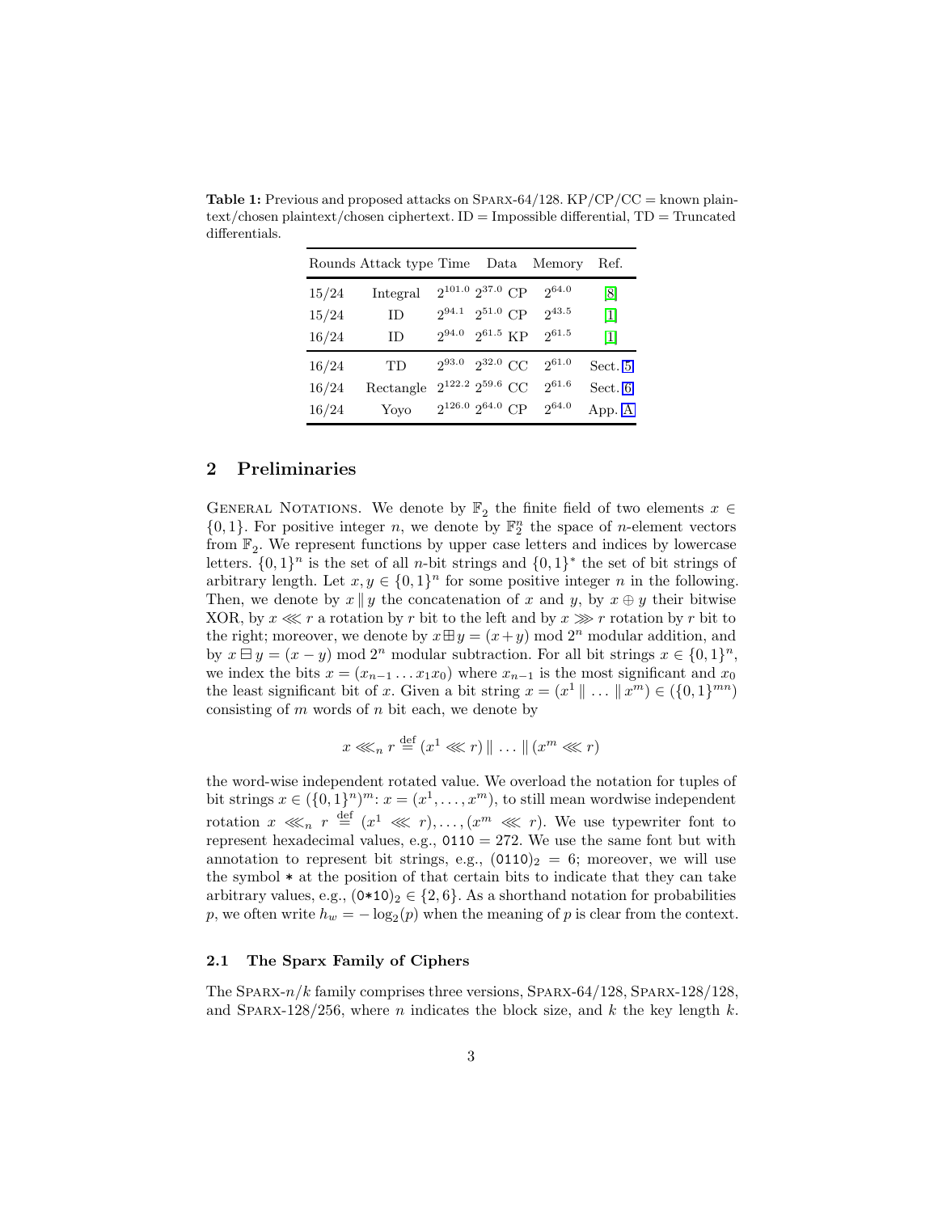**Table 1:** Previous and proposed attacks on Sparx-64/128. KP/CP/CC = known plaintext/chosen plaintext/chosen ciphertext. ID = Impossible differential, TD = Truncated differentials.

| Rounds | Attack type | Time | Data | Memory | Ref. |
|---|---|---|---|---|---|
| 15/24 | Integral | $2^{101.0}$ | $2^{37.0}$ CP | $2^{64.0}$ | [8] |
| 15/24 | ID | $2^{94.1}$ | $2^{51.0}$ CP | $2^{43.5}$ | [1] |
| 16/24 | ID | $2^{94.0}$ | $2^{61.5}$ KP | $2^{61.5}$ | [1] |
| 16/24 | TD | $2^{93.0}$ | $2^{32.0}$ CC | $2^{61.0}$ | Sect. 5 |
| 16/24 | Rectangle | $2^{122.2}$ | $2^{59.6}$ CC | $2^{61.6}$ | Sect. 6 |
| 16/24 | Yoyo | $2^{126.0}$ | $2^{64.0}$ CP | $2^{64.0}$ | App. A |

## 2 Preliminaries

General Notations. We denote by $\mathbb{F}_2$ the finite field of two elements $x \in \{0,1\}$. For positive integer $n$, we denote by $\mathbb{F}_2^n$ the space of $n$-element vectors from $\mathbb{F}_2$. We represent functions by upper case letters and indices by lowercase letters. $\{0,1\}^n$ is the set of all $n$-bit strings and $\{0,1\}^*$ the set of bit strings of arbitrary length. Let $x, y \in \{0,1\}^n$ for some positive integer $n$ in the following. Then, we denote by $x \,\|\, y$ the concatenation of $x$ and $y$, by $x \oplus y$ their bitwise XOR, by $x \lll r$ a rotation by $r$ bit to the left and by $x \ggg r$ rotation by $r$ bit to the right; moreover, we denote by $x \boxplus y = (x+y) \bmod 2^n$ modular addition, and by $x \boxminus y = (x-y) \bmod 2^n$ modular subtraction. For all bit strings $x \in \{0,1\}^n$, we index the bits $x = (x_{n-1} \dots x_1 x_0)$ where $x_{n-1}$ is the most significant and $x_0$ the least significant bit of $x$. Given a bit string $x = (x^1 \,\|\, \dots \,\|\, x^m) \in (\{0,1\}^{mn})$ consisting of $m$ words of $n$ bit each, we denote by

$$x \lll_n r \stackrel{\text{def}}{=} (x^1 \lll r) \,\|\, \dots \,\|\, (x^m \lll r)$$

the word-wise independent rotated value. We overload the notation for tuples of bit strings $x \in (\{0,1\}^n)^m$: $x = (x^1, \dots, x^m)$, to still mean wordwise independent rotation $x \lll_n r \stackrel{\text{def}}{=} (x^1 \lll r), \dots, (x^m \lll r)$. We use typewriter font to represent hexadecimal values, e.g., `0110` = 272. We use the same font but with annotation to represent bit strings, e.g., $(\texttt{0110})_2 = 6$; moreover, we will use the symbol * at the position of that certain bits to indicate that they can take arbitrary values, e.g., $(\texttt{0*10})_2 \in \{2, 6\}$. As a shorthand notation for probabilities $p$, we often write $h_w = -\log_2(p)$ when the meaning of $p$ is clear from the context.

### 2.1 The Sparx Family of Ciphers

The Sparx-$n/k$ family comprises three versions, Sparx-64/128, Sparx-128/128, and Sparx-128/256, where $n$ indicates the block size, and $k$ the key length $k$.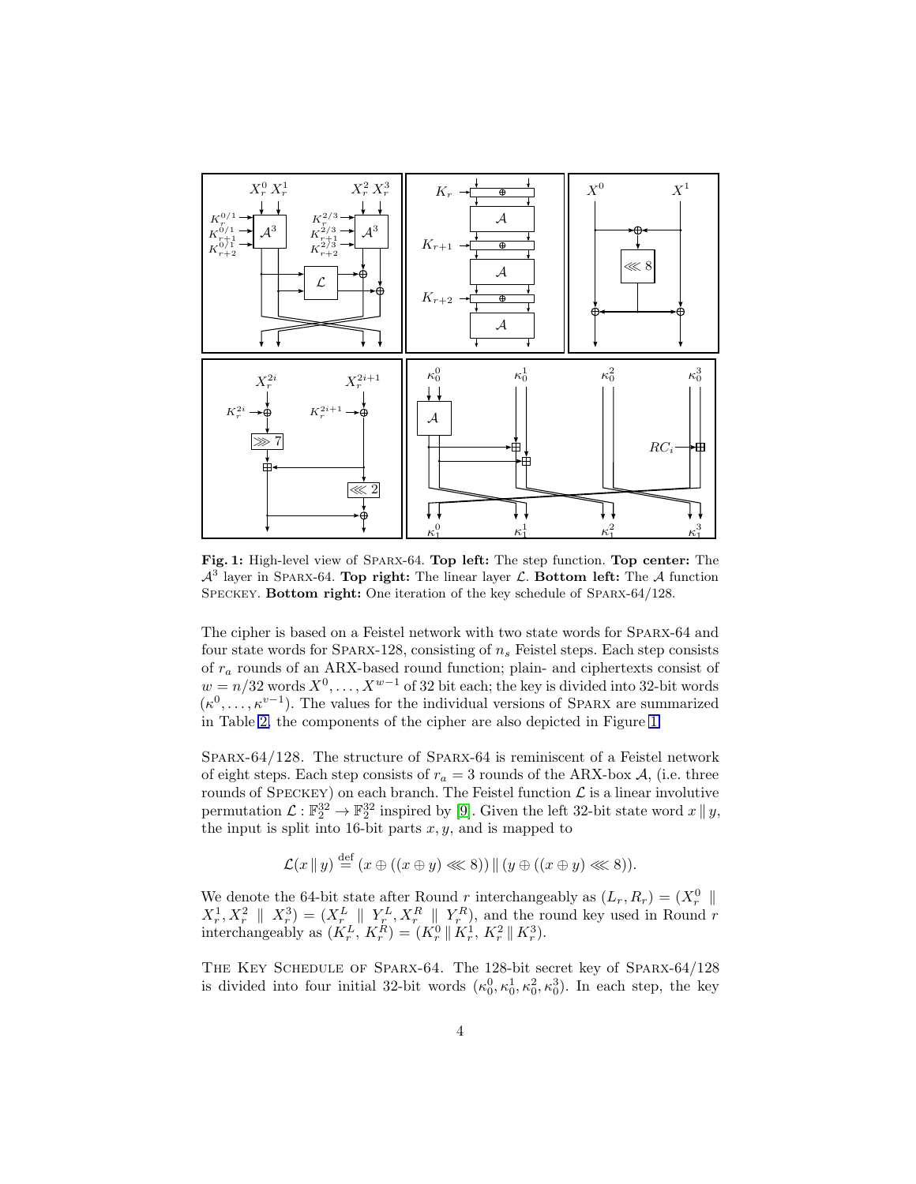**Fig. 1:** High-level view of Sparx-64. **Top left:** The step function. **Top center:** The $\mathcal{A}^3$ layer in Sparx-64. **Top right:** The linear layer $\mathcal{L}$. **Bottom left:** The $\mathcal{A}$ function Speckey. **Bottom right:** One iteration of the key schedule of Sparx-64/128.

The cipher is based on a Feistel network with two state words for Sparx-64 and four state words for Sparx-128, consisting of $n_s$ Feistel steps. Each step consists of $r_a$ rounds of an ARX-based round function; plain- and ciphertexts consist of $w = n/32$ words $X^0, \ldots, X^{w-1}$ of 32 bit each; the key is divided into 32-bit words $(\kappa^0, \ldots, \kappa^{v-1})$. The values for the individual versions of Sparx are summarized in Table 2, the components of the cipher are also depicted in Figure 1.

Sparx-64/128. The structure of Sparx-64 is reminiscent of a Feistel network of eight steps. Each step consists of $r_a = 3$ rounds of the ARX-box $\mathcal{A}$, (i.e. three rounds of Speckey) on each branch. The Feistel function $\mathcal{L}$ is a linear involutive permutation $\mathcal{L} : \mathbb{F}_2^{32} \to \mathbb{F}_2^{32}$ inspired by [9]. Given the left 32-bit state word $x \,\|\, y$, the input is split into 16-bit parts $x, y$, and is mapped to

$$\mathcal{L}(x \,\|\, y) \stackrel{\text{def}}{=} (x \oplus ((x \oplus y) \lll 8)) \,\|\, (y \oplus ((x \oplus y) \lll 8)).$$

We denote the 64-bit state after Round $r$ interchangeably as $(L_r, R_r) = (X_r^0 \,\|\, X_r^1, X_r^2 \,\|\, X_r^3) = (X_r^L \,\|\, Y_r^L, X_r^R \,\|\, Y_r^R)$, and the round key used in Round $r$ interchangeably as $(K_r^L, K_r^R) = (K_r^0 \,\|\, K_r^1, K_r^2 \,\|\, K_r^3)$.

The Key Schedule of Sparx-64. The 128-bit secret key of Sparx-64/128 is divided into four initial 32-bit words $(\kappa_0^0, \kappa_0^1, \kappa_0^2, \kappa_0^3)$. In each step, the key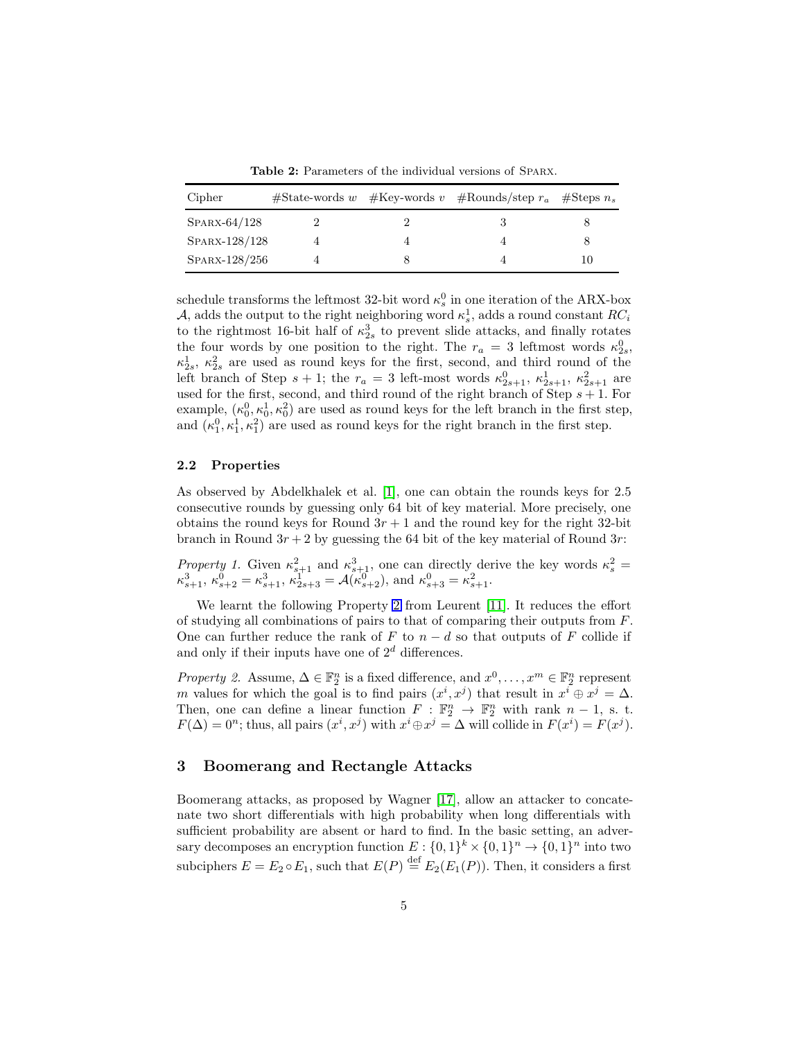**Table 2:** Parameters of the individual versions of SPARX.

| Cipher | #State-words $w$ | #Key-words $v$ | #Rounds/step $r_a$ | #Steps $n_s$ |
|---|---|---|---|---|
| SPARX-64/128 | 2 | 2 | 3 | 8 |
| SPARX-128/128 | 4 | 4 | 4 | 8 |
| SPARX-128/256 | 4 | 8 | 4 | 10 |

schedule transforms the leftmost 32-bit word $\kappa_s^0$ in one iteration of the ARX-box $\mathcal{A}$, adds the output to the right neighboring word $\kappa_s^1$, adds a round constant $RC_i$ to the rightmost 16-bit half of $\kappa_{2s}^3$ to prevent slide attacks, and finally rotates the four words by one position to the right. The $r_a = 3$ leftmost words $\kappa_{2s}^0$, $\kappa_{2s}^1$, $\kappa_{2s}^2$ are used as round keys for the first, second, and third round of the left branch of Step $s+1$; the $r_a = 3$ left-most words $\kappa_{2s+1}^0$, $\kappa_{2s+1}^1$, $\kappa_{2s+1}^2$ are used for the first, second, and third round of the right branch of Step $s+1$. For example, $(\kappa_0^0, \kappa_0^1, \kappa_0^2)$ are used as round keys for the left branch in the first step, and $(\kappa_1^0, \kappa_1^1, \kappa_1^2)$ are used as round keys for the right branch in the first step.

### 2.2 Properties

As observed by Abdelkhalek et al. [1], one can obtain the rounds keys for 2.5 consecutive rounds by guessing only 64 bit of key material. More precisely, one obtains the round keys for Round $3r+1$ and the round key for the right 32-bit branch in Round $3r+2$ by guessing the 64 bit of the key material of Round $3r$:

*Property 1.* Given $\kappa_{s+1}^2$ and $\kappa_{s+1}^3$, one can directly derive the key words $\kappa_s^2 = \kappa_{s+1}^3$, $\kappa_{s+2}^0 = \kappa_{s+1}^3$, $\kappa_{2s+3}^1 = \mathcal{A}(\kappa_{s+2}^0)$, and $\kappa_{s+3}^0 = \kappa_{s+1}^2$.

We learnt the following Property 2 from Leurent [11]. It reduces the effort of studying all combinations of pairs to that of comparing their outputs from $F$. One can further reduce the rank of $F$ to $n-d$ so that outputs of $F$ collide if and only if their inputs have one of $2^d$ differences.

*Property 2.* Assume, $\Delta \in \mathbb{F}_2^n$ is a fixed difference, and $x^0, \ldots, x^m \in \mathbb{F}_2^n$ represent $m$ values for which the goal is to find pairs $(x^i, x^j)$ that result in $x^i \oplus x^j = \Delta$. Then, one can define a linear function $F : \mathbb{F}_2^n \to \mathbb{F}_2^n$ with rank $n-1$, s. t. $F(\Delta) = 0^n$; thus, all pairs $(x^i, x^j)$ with $x^i \oplus x^j = \Delta$ will collide in $F(x^i) = F(x^j)$.

## 3 Boomerang and Rectangle Attacks

Boomerang attacks, as proposed by Wagner [17], allow an attacker to concatenate two short differentials with high probability when long differentials with sufficient probability are absent or hard to find. In the basic setting, an adversary decomposes an encryption function $E : \{0,1\}^k \times \{0,1\}^n \to \{0,1\}^n$ into two subciphers $E = E_2 \circ E_1$, such that $E(P) \stackrel{\text{def}}{=} E_2(E_1(P))$. Then, it considers a first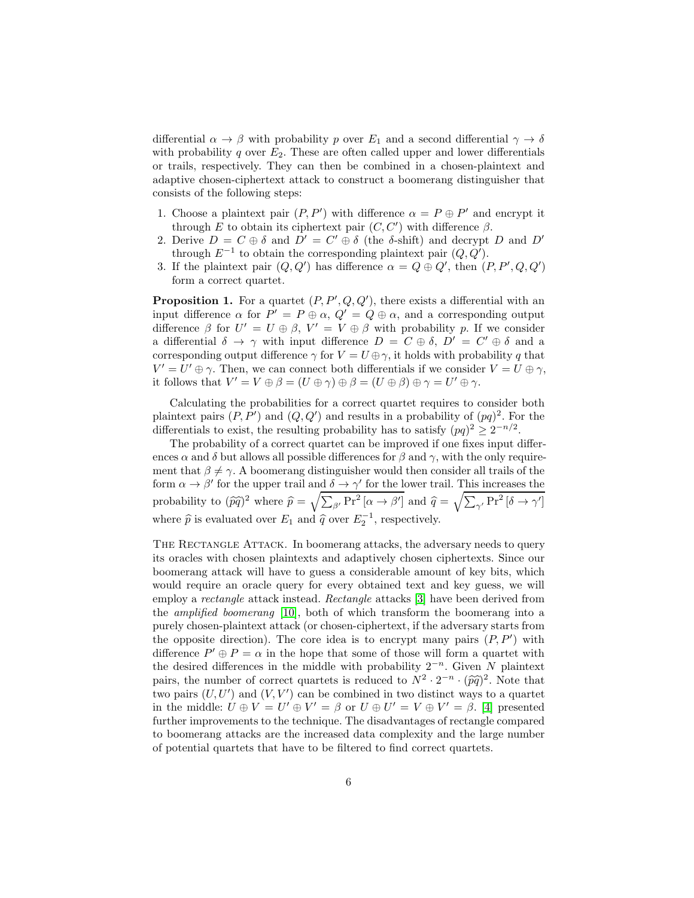differential $\alpha \to \beta$ with probability $p$ over $E_1$ and a second differential $\gamma \to \delta$ with probability $q$ over $E_2$. These are often called upper and lower differentials or trails, respectively. They can then be combined in a chosen-plaintext and adaptive chosen-ciphertext attack to construct a boomerang distinguisher that consists of the following steps:

1. Choose a plaintext pair $(P, P')$ with difference $\alpha = P \oplus P'$ and encrypt it through $E$ to obtain its ciphertext pair $(C, C')$ with difference $\beta$.
2. Derive $D = C \oplus \delta$ and $D' = C' \oplus \delta$ (the $\delta$-shift) and decrypt $D$ and $D'$ through $E^{-1}$ to obtain the corresponding plaintext pair $(Q, Q')$.
3. If the plaintext pair $(Q, Q')$ has difference $\alpha = Q \oplus Q'$, then $(P, P', Q, Q')$ form a correct quartet.

**Proposition 1.** For a quartet $(P, P', Q, Q')$, there exists a differential with an input difference $\alpha$ for $P' = P \oplus \alpha$, $Q' = Q \oplus \alpha$, and a corresponding output difference $\beta$ for $U' = U \oplus \beta$, $V' = V \oplus \beta$ with probability $p$. If we consider a differential $\delta \to \gamma$ with input difference $D = C \oplus \delta$, $D' = C' \oplus \delta$ and a corresponding output difference $\gamma$ for $V = U \oplus \gamma$, it holds with probability $q$ that $V' = U' \oplus \gamma$. Then, we can connect both differentials if we consider $V = U \oplus \gamma$, it follows that $V' = V \oplus \beta = (U \oplus \gamma) \oplus \beta = (U \oplus \beta) \oplus \gamma = U' \oplus \gamma$.

Calculating the probabilities for a correct quartet requires to consider both plaintext pairs $(P, P')$ and $(Q, Q')$ and results in a probability of $(pq)^2$. For the differentials to exist, the resulting probability has to satisfy $(pq)^2 \geq 2^{-n/2}$.

The probability of a correct quartet can be improved if one fixes input differences $\alpha$ and $\delta$ but allows all possible differences for $\beta$ and $\gamma$, with the only requirement that $\beta \neq \gamma$. A boomerang distinguisher would then consider all trails of the form $\alpha \to \beta'$ for the upper trail and $\delta \to \gamma'$ for the lower trail. This increases the probability to $(\widehat{p}\widehat{q})^2$ where $\widehat{p} = \sqrt{\sum_{\beta'} \Pr^2 [\alpha \to \beta']}$ and $\widehat{q} = \sqrt{\sum_{\gamma'} \Pr^2 [\delta \to \gamma']}$ where $\widehat{p}$ is evaluated over $E_1$ and $\widehat{q}$ over $E_2^{-1}$, respectively.

The Rectangle Attack. In boomerang attacks, the adversary needs to query its oracles with chosen plaintexts and adaptively chosen ciphertexts. Since our boomerang attack will have to guess a considerable amount of key bits, which would require an oracle query for every obtained text and key guess, we will employ a *rectangle* attack instead. *Rectangle* attacks [3] have been derived from the *amplified boomerang* [10], both of which transform the boomerang into a purely chosen-plaintext attack (or chosen-ciphertext, if the adversary starts from the opposite direction). The core idea is to encrypt many pairs $(P, P')$ with difference $P' \oplus P = \alpha$ in the hope that some of those will form a quartet with the desired differences in the middle with probability $2^{-n}$. Given $N$ plaintext pairs, the number of correct quartets is reduced to $N^2 \cdot 2^{-n} \cdot (\widehat{p}\widehat{q})^2$. Note that two pairs $(U, U')$ and $(V, V')$ can be combined in two distinct ways to a quartet in the middle: $U \oplus V = U' \oplus V' = \beta$ or $U \oplus U' = V \oplus V' = \beta$. [4] presented further improvements to the technique. The disadvantages of rectangle compared to boomerang attacks are the increased data complexity and the large number of potential quartets that have to be filtered to find correct quartets.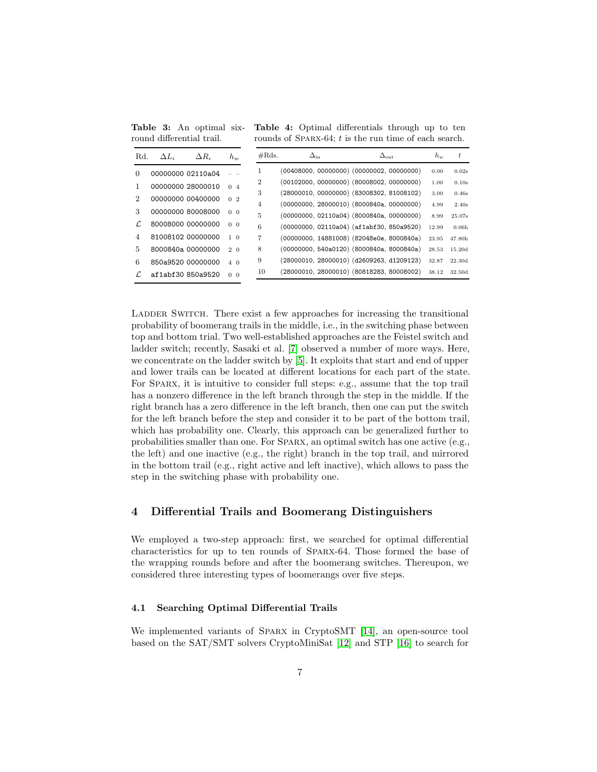**Table 3:** An optimal six-round differential trail.

| Rd. | $\Delta L_i$ | $\Delta R_i$ | $h_w$ |
|---|---|---|---|
| 0 | 00000000 | 02110a04 | – – |
| 1 | 00000000 | 28000010 | 0 4 |
| 2 | 00000000 | 00400000 | 0 2 |
| 3 | 00000000 | 80008000 | 0 0 |
| $\mathcal{L}$ | 80008000 | 00000000 | 0 0 |
| 4 | 81008102 | 00000000 | 1 0 |
| 5 | 8000840a | 00000000 | 2 0 |
| 6 | 850a9520 | 00000000 | 4 0 |
| $\mathcal{L}$ | af1abf30 | 850a9520 | 0 0 |

**Table 4:** Optimal differentials through up to ten rounds of Sparx-64; $t$ is the run time of each search.

| #Rds. | $\Delta_{\text{in}}$ | $\Delta_{\text{out}}$ | $h_w$ | $t$ |
|---|---|---|---|---|
| 1 | (00408000, 00000000) | (00000002, 00000000) | 0.00 | 0.02s |
| 2 | (00102000, 00000000) | (80008002, 00000000) | 1.00 | 0.10s |
| 3 | (28000010, 00000000) | (83008302, 81008102) | 3.00 | 0.46s |
| 4 | (00000000, 28000010) | (8000840a, 00000000) | 4.99 | 2.40s |
| 5 | (00000000, 02110a04) | (8000840a, 00000000) | 8.99 | 25.07s |
| 6 | (00000000, 02110a04) | (af1abf30, 850a9520) | 12.99 | 0.06h |
| 7 | (00000000, 14881008) | (82048e0e, 8000840a) | 23.95 | 47.80h |
| 8 | (00000000, 540a0120) | (8000840a, 8000840a) | 28.53 | 15.20d |
| 9 | (28000010, 28000010) | (d2609263, d1209123) | 32.87 | 22.30d |
| 10 | (28000010, 28000010) | (80818283, 80008002) | 38.12 | 32.50d |

Ladder Switch. There exist a few approaches for increasing the transitional probability of boomerang trails in the middle, i.e., in the switching phase between top and bottom trial. Two well-established approaches are the Feistel switch and ladder switch; recently, Sasaki et al. [7] observed a number of more ways. Here, we concentrate on the ladder switch by [5]. It exploits that start and end of upper and lower trails can be located at different locations for each part of the state. For Sparx, it is intuitive to consider full steps: e.g., assume that the top trail has a nonzero difference in the left branch through the step in the middle. If the right branch has a zero difference in the left branch, then one can put the switch for the left branch before the step and consider it to be part of the bottom trail, which has probability one. Clearly, this approach can be generalized further to probabilities smaller than one. For Sparx, an optimal switch has one active (e.g., the left) and one inactive (e.g., the right) branch in the top trail, and mirrored in the bottom trail (e.g., right active and left inactive), which allows to pass the step in the switching phase with probability one.

## 4 Differential Trails and Boomerang Distinguishers

We employed a two-step approach: first, we searched for optimal differential characteristics for up to ten rounds of Sparx-64. Those formed the base of the wrapping rounds before and after the boomerang switches. Thereupon, we considered three interesting types of boomerangs over five steps.

### 4.1 Searching Optimal Differential Trails

We implemented variants of Sparx in CryptoSMT [14], an open-source tool based on the SAT/SMT solvers CryptoMiniSat [12] and STP [16] to search for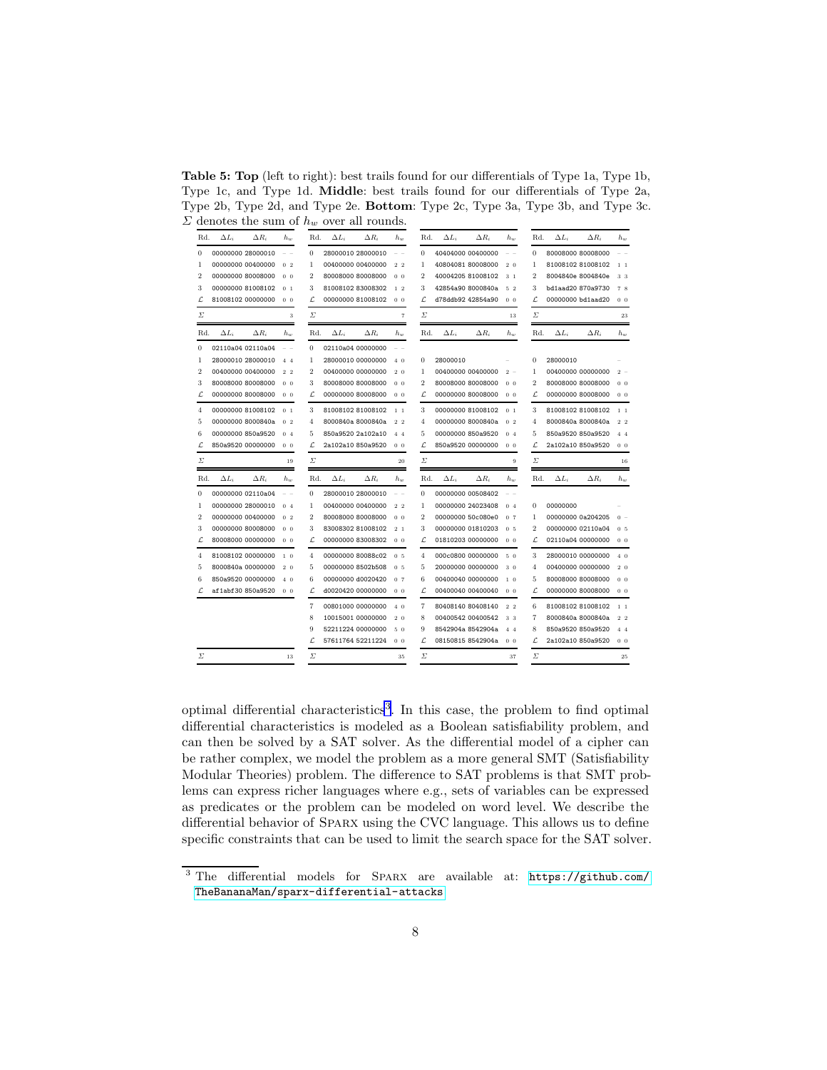**Table 5: Top** (left to right): best trails found for our differentials of Type 1a, Type 1b, Type 1c, and Type 1d. **Middle**: best trails found for our differentials of Type 2a, Type 2b, Type 2d, and Type 2e. **Bottom**: Type 2c, Type 3a, Type 3b, and Type 3c. $\Sigma$ denotes the sum of $h_w$ over all rounds.

**Top**

| Rd. | $\Delta L_i$ | $\Delta R_i$ | $h_w$ |
|---|---|---|---|
| 0 | 00000000 | 28000010 | – – |
| 1 | 00000000 | 00400000 | 0 2 |
| 2 | 00000000 | 80008000 | 0 0 |
| 3 | 00000000 | 81008102 | 0 1 |
| $\mathcal{L}$ | 81008102 | 00000000 | 0 0 |
| $\Sigma$ | | | 3 |

| Rd. | $\Delta L_i$ | $\Delta R_i$ | $h_w$ |
|---|---|---|---|
| 0 | 28000010 | 28000010 | – – |
| 1 | 00400000 | 00400000 | 2 2 |
| 2 | 80008000 | 80008000 | 0 0 |
| 3 | 81008102 | 83008302 | 1 2 |
| $\mathcal{L}$ | 00000000 | 81008102 | 0 0 |
| $\Sigma$ | | | 7 |

| Rd. | $\Delta L_i$ | $\Delta R_i$ | $h_w$ |
|---|---|---|---|
| 0 | 40404000 | 00400000 | – – |
| 1 | 40804081 | 80008000 | 2 0 |
| 2 | 40004205 | 81008102 | 3 1 |
| 3 | 42854a90 | 8000840a | 5 2 |
| $\mathcal{L}$ | d78ddb92 | 42854a90 | 0 0 |
| $\Sigma$ | | | 13 |

| Rd. | $\Delta L_i$ | $\Delta R_i$ | $h_w$ |
|---|---|---|---|
| 0 | 80008000 | 80008000 | – – |
| 1 | 81008102 | 81008102 | 1 1 |
| 2 | 8004840e | 8004840e | 3 3 |
| 3 | bd1aad20 | 870a9730 | 7 8 |
| $\mathcal{L}$ | 00000000 | bd1aad20 | 0 0 |
| $\Sigma$ | | | 23 |

**Middle**

| Rd. | $\Delta L_i$ | $\Delta R_i$ | $h_w$ |
|---|---|---|---|
| 0 | 02110a04 | 02110a04 | – – |
| 1 | 28000010 | 28000010 | 4 4 |
| 2 | 00400000 | 00400000 | 2 2 |
| 3 | 80008000 | 80008000 | 0 0 |
| $\mathcal{L}$ | 00000000 | 80008000 | 0 0 |
| 4 | 00000000 | 81008102 | 0 1 |
| 5 | 00000000 | 8000840a | 0 2 |
| 6 | 00000000 | 850a9520 | 0 4 |
| $\mathcal{L}$ | 850a9520 | 00000000 | 0 0 |
| $\Sigma$ | | | 19 |

| Rd. | $\Delta L_i$ | $\Delta R_i$ | $h_w$ |
|---|---|---|---|
| 0 | 02110a04 | 00000000 | – – |
| 1 | 28000010 | 00000000 | 4 0 |
| 2 | 00400000 | 00000000 | 2 0 |
| 3 | 80008000 | 80008000 | 0 0 |
| $\mathcal{L}$ | 00000000 | 80008000 | 0 0 |
| 3 | 81008102 | 81008102 | 1 1 |
| 4 | 8000840a | 8000840a | 2 2 |
| 5 | 850a9520 | 2a102a10 | 4 4 |
| $\mathcal{L}$ | 2a102a10 | 850a9520 | 0 0 |
| $\Sigma$ | | | 20 |

| Rd. | $\Delta L_i$ | $\Delta R_i$ | $h_w$ |
|---|---|---|---|
| 0 | 28000010 | | – |
| 1 | 00400000 | 00400000 | 2 – |
| 2 | 80008000 | 80008000 | 0 0 |
| $\mathcal{L}$ | 00000000 | 80008000 | 0 0 |
| 3 | 00000000 | 81008102 | 0 1 |
| 4 | 00000000 | 8000840a | 0 2 |
| 5 | 00000000 | 850a9520 | 0 4 |
| $\mathcal{L}$ | 850a9520 | 00000000 | 0 0 |
| $\Sigma$ | | | 9 |

| Rd. | $\Delta L_i$ | $\Delta R_i$ | $h_w$ |
|---|---|---|---|
| 0 | 28000010 | | – |
| 1 | 00400000 | 00000000 | 2 – |
| 2 | 80008000 | 80008000 | 0 0 |
| $\mathcal{L}$ | 00000000 | 80008000 | 0 0 |
| 3 | 81008102 | 81008102 | 1 1 |
| 4 | 8000840a | 8000840a | 2 2 |
| 5 | 850a9520 | 850a9520 | 4 4 |
| $\mathcal{L}$ | 2a102a10 | 850a9520 | 0 0 |
| $\Sigma$ | | | 16 |

**Bottom**

| Rd. | $\Delta L_i$ | $\Delta R_i$ | $h_w$ |
|---|---|---|---|
| 0 | 00000000 | 02110a04 | – – |
| 1 | 00000000 | 28000010 | 0 4 |
| 2 | 00000000 | 00400000 | 0 2 |
| 3 | 00000000 | 80008000 | 0 0 |
| $\mathcal{L}$ | 80008000 | 00000000 | 0 0 |
| 4 | 81008102 | 00000000 | 1 0 |
| 5 | 8000840a | 00000000 | 2 0 |
| 6 | 850a9520 | 00000000 | 4 0 |
| $\mathcal{L}$ | af1abf30 | 850a9520 | 0 0 |
| $\Sigma$ | | | 13 |

| Rd. | $\Delta L_i$ | $\Delta R_i$ | $h_w$ |
|---|---|---|---|
| 0 | 28000010 | 28000010 | – – |
| 1 | 00400000 | 00400000 | 2 2 |
| 2 | 80008000 | 80008000 | 0 0 |
| 3 | 83008302 | 81008102 | 2 1 |
| $\mathcal{L}$ | 00000000 | 83008302 | 0 0 |
| 4 | 00000000 | 80088c02 | 0 5 |
| 5 | 00000000 | 8502b508 | 0 5 |
| 6 | 00000000 | d0020420 | 0 7 |
| $\mathcal{L}$ | d0020420 | 00000000 | 0 0 |
| 7 | 00801000 | 00000000 | 4 0 |
| 8 | 10015001 | 00000000 | 2 0 |
| 9 | 52211224 | 00000000 | 5 0 |
| $\mathcal{L}$ | 57611764 | 52211224 | 0 0 |
| $\Sigma$ | | | 35 |

| Rd. | $\Delta L_i$ | $\Delta R_i$ | $h_w$ |
|---|---|---|---|
| 0 | 00000000 | 00508402 | – – |
| 1 | 00000000 | 24023408 | 0 4 |
| 2 | 00000000 | 50c080e0 | 0 7 |
| 3 | 00000000 | 01810203 | 0 5 |
| $\mathcal{L}$ | 01810203 | 00000000 | 0 0 |
| 4 | 000c0800 | 00000000 | 5 0 |
| 5 | 20000000 | 00000000 | 3 0 |
| 6 | 00400040 | 00000000 | 1 0 |
| $\mathcal{L}$ | 00400040 | 00400040 | 0 0 |
| 7 | 80408140 | 80408140 | 2 2 |
| 8 | 00400542 | 00400542 | 3 3 |
| 9 | 8542904a | 8542904a | 4 4 |
| $\mathcal{L}$ | 08150815 | 8542904a | 0 0 |
| $\Sigma$ | | | 37 |

| Rd. | $\Delta L_i$ | $\Delta R_i$ | $h_w$ |
|---|---|---|---|
| 0 | 00000000 | | – |
| 1 | 00000000 | 0a204205 | 0 – |
| 2 | 00000000 | 02110a04 | 0 5 |
| $\mathcal{L}$ | 02110a04 | 00000000 | 0 0 |
| 3 | 28000010 | 00000000 | 4 0 |
| 4 | 00400000 | 00000000 | 2 0 |
| 5 | 80008000 | 80008000 | 0 0 |
| $\mathcal{L}$ | 00000000 | 80008000 | 0 0 |
| 6 | 81008102 | 81008102 | 1 1 |
| 7 | 8000840a | 8000840a | 2 2 |
| 8 | 850a9520 | 850a9520 | 4 4 |
| $\mathcal{L}$ | 2a102a10 | 850a9520 | 0 0 |
| $\Sigma$ | | | 25 |

optimal differential characteristics[3]. In this case, the problem to find optimal differential characteristics is modeled as a Boolean satisfiability problem, and can then be solved by a SAT solver. As the differential model of a cipher can be rather complex, we model the problem as a more general SMT (Satisfiability Modular Theories) problem. The difference to SAT problems is that SMT problems can express richer languages where e.g., sets of variables can be expressed as predicates or the problem can be modeled on word level. We describe the differential behavior of Sparx using the CVC language. This allows us to define specific constraints that can be used to limit the search space for the SAT solver.

[3] The differential models for Sparx are available at: https://github.com/TheBananaMan/sparx-differential-attacks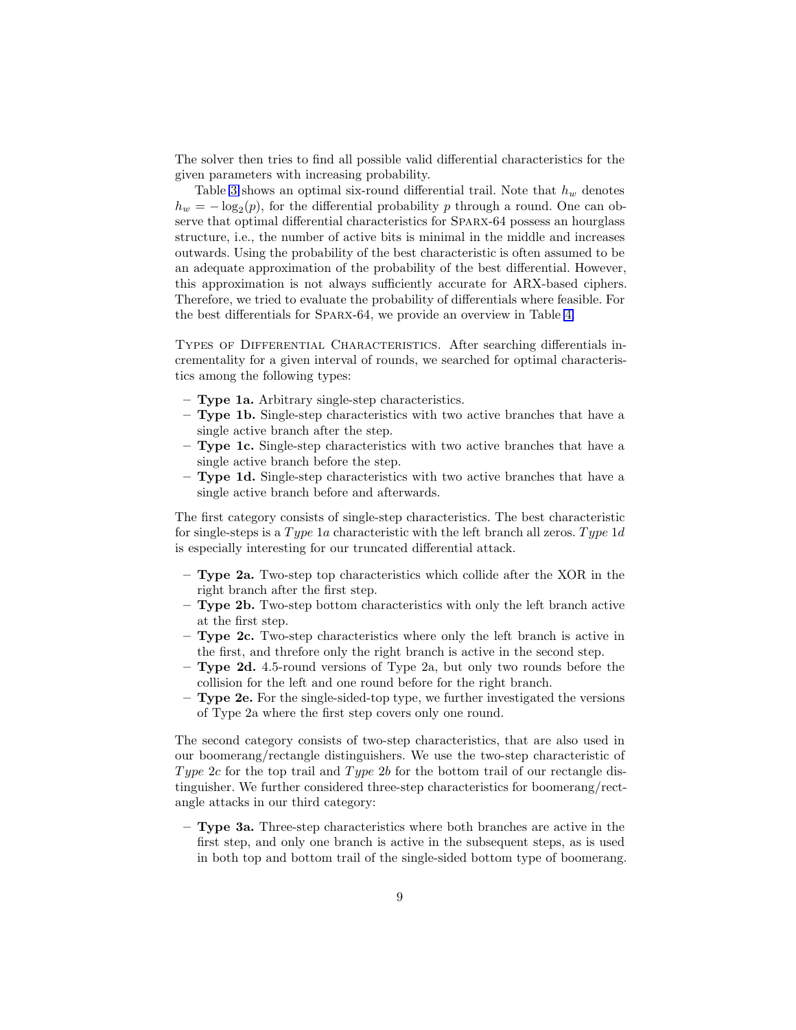The solver then tries to find all possible valid differential characteristics for the given parameters with increasing probability.

Table 3 shows an optimal six-round differential trail. Note that $h_w$ denotes $h_w = -\log_2(p)$, for the differential probability $p$ through a round. One can observe that optimal differential characteristics for Sparx-64 possess an hourglass structure, i.e., the number of active bits is minimal in the middle and increases outwards. Using the probability of the best characteristic is often assumed to be an adequate approximation of the probability of the best differential. However, this approximation is not always sufficiently accurate for ARX-based ciphers. Therefore, we tried to evaluate the probability of differentials where feasible. For the best differentials for Sparx-64, we provide an overview in Table 4.

Types of Differential Characteristics. After searching differentials incrementality for a given interval of rounds, we searched for optimal characteristics among the following types:

- **Type 1a.** Arbitrary single-step characteristics.
- **Type 1b.** Single-step characteristics with two active branches that have a single active branch after the step.
- **Type 1c.** Single-step characteristics with two active branches that have a single active branch before the step.
- **Type 1d.** Single-step characteristics with two active branches that have a single active branch before and afterwards.

The first category consists of single-step characteristics. The best characteristic for single-steps is a *Type 1a* characteristic with the left branch all zeros. *Type 1d* is especially interesting for our truncated differential attack.

- **Type 2a.** Two-step top characteristics which collide after the XOR in the right branch after the first step.
- **Type 2b.** Two-step bottom characteristics with only the left branch active at the first step.
- **Type 2c.** Two-step characteristics where only the left branch is active in the first, and threfore only the right branch is active in the second step.
- **Type 2d.** 4.5-round versions of Type 2a, but only two rounds before the collision for the left and one round before for the right branch.
- **Type 2e.** For the single-sided-top type, we further investigated the versions of Type 2a where the first step covers only one round.

The second category consists of two-step characteristics, that are also used in our boomerang/rectangle distinguishers. We use the two-step characteristic of *Type 2c* for the top trail and *Type 2b* for the bottom trail of our rectangle distinguisher. We further considered three-step characteristics for boomerang/rectangle attacks in our third category:

- **Type 3a.** Three-step characteristics where both branches are active in the first step, and only one branch is active in the subsequent steps, as is used in both top and bottom trail of the single-sided bottom type of boomerang.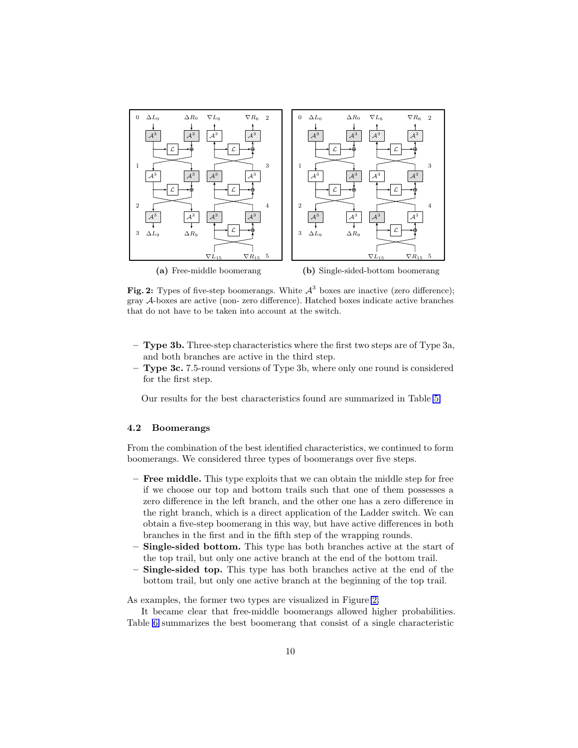(a) Free-middle boomerang

(b) Single-sided-bottom boomerang

**Fig. 2:** Types of five-step boomerangs. White $\mathcal{A}^3$ boxes are inactive (zero difference); gray $\mathcal{A}$-boxes are active (non- zero difference). Hatched boxes indicate active branches that do not have to be taken into account at the switch.

- **Type 3b.** Three-step characteristics where the first two steps are of Type 3a, and both branches are active in the third step.
- **Type 3c.** 7.5-round versions of Type 3b, where only one round is considered for the first step.

Our results for the best characteristics found are summarized in Table 5.

### 4.2 Boomerangs

From the combination of the best identified characteristics, we continued to form boomerangs. We considered three types of boomerangs over five steps.

- **Free middle.** This type exploits that we can obtain the middle step for free if we choose our top and bottom trails such that one of them possesses a zero difference in the left branch, and the other one has a zero difference in the right branch, which is a direct application of the Ladder switch. We can obtain a five-step boomerang in this way, but have active differences in both branches in the first and in the fifth step of the wrapping rounds.
- **Single-sided bottom.** This type has both branches active at the start of the top trail, but only one active branch at the end of the bottom trail.
- **Single-sided top.** This type has both branches active at the end of the bottom trail, but only one active branch at the beginning of the top trail.

As examples, the former two types are visualized in Figure 2.

It became clear that free-middle boomerangs allowed higher probabilities. Table 6 summarizes the best boomerang that consist of a single characteristic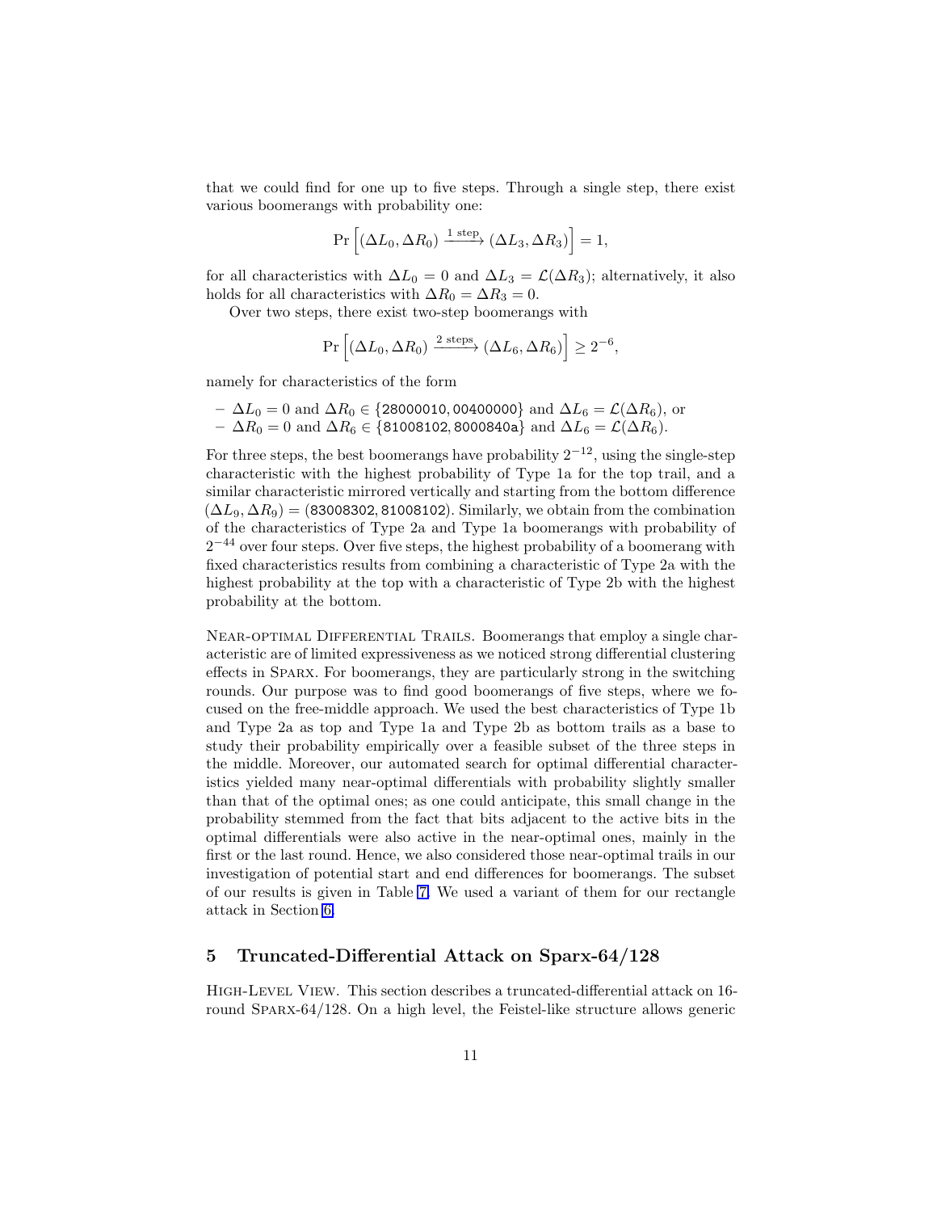that we could find for one up to five steps. Through a single step, there exist various boomerangs with probability one:

$$\Pr\left[(\Delta L_0, \Delta R_0) \xrightarrow{1\text{ step}} (\Delta L_3, \Delta R_3)\right] = 1,$$

for all characteristics with $\Delta L_0 = 0$ and $\Delta L_3 = \mathcal{L}(\Delta R_3)$; alternatively, it also holds for all characteristics with $\Delta R_0 = \Delta R_3 = 0$.

Over two steps, there exist two-step boomerangs with

$$\Pr\left[(\Delta L_0, \Delta R_0) \xrightarrow{2\text{ steps}} (\Delta L_6, \Delta R_6)\right] \geq 2^{-6},$$

namely for characteristics of the form

- $\Delta L_0 = 0$ and $\Delta R_0 \in \{\texttt{28000010}, \texttt{00400000}\}$ and $\Delta L_6 = \mathcal{L}(\Delta R_6)$, or
- $\Delta R_0 = 0$ and $\Delta R_6 \in \{\texttt{81008102}, \texttt{8000840a}\}$ and $\Delta L_6 = \mathcal{L}(\Delta R_6)$.

For three steps, the best boomerangs have probability $2^{-12}$, using the single-step characteristic with the highest probability of Type 1a for the top trail, and a similar characteristic mirrored vertically and starting from the bottom difference $(\Delta L_9, \Delta R_9) = (\texttt{83008302}, \texttt{81008102})$. Similarly, we obtain from the combination of the characteristics of Type 2a and Type 1a boomerangs with probability of $2^{-44}$ over four steps. Over five steps, the highest probability of a boomerang with fixed characteristics results from combining a characteristic of Type 2a with the highest probability at the top with a characteristic of Type 2b with the highest probability at the bottom.

Near-optimal Differential Trails. Boomerangs that employ a single characteristic are of limited expressiveness as we noticed strong differential clustering effects in Sparx. For boomerangs, they are particularly strong in the switching rounds. Our purpose was to find good boomerangs of five steps, where we focused on the free-middle approach. We used the best characteristics of Type 1b and Type 2a as top and Type 1a and Type 2b as bottom trails as a base to study their probability empirically over a feasible subset of the three steps in the middle. Moreover, our automated search for optimal differential characteristics yielded many near-optimal differentials with probability slightly smaller than that of the optimal ones; as one could anticipate, this small change in the probability stemmed from the fact that bits adjacent to the active bits in the optimal differentials were also active in the near-optimal ones, mainly in the first or the last round. Hence, we also considered those near-optimal trails in our investigation of potential start and end differences for boomerangs. The subset of our results is given in Table 7. We used a variant of them for our rectangle attack in Section 6.

## 5 Truncated-Differential Attack on Sparx-64/128

High-Level View. This section describes a truncated-differential attack on 16-round Sparx-64/128. On a high level, the Feistel-like structure allows generic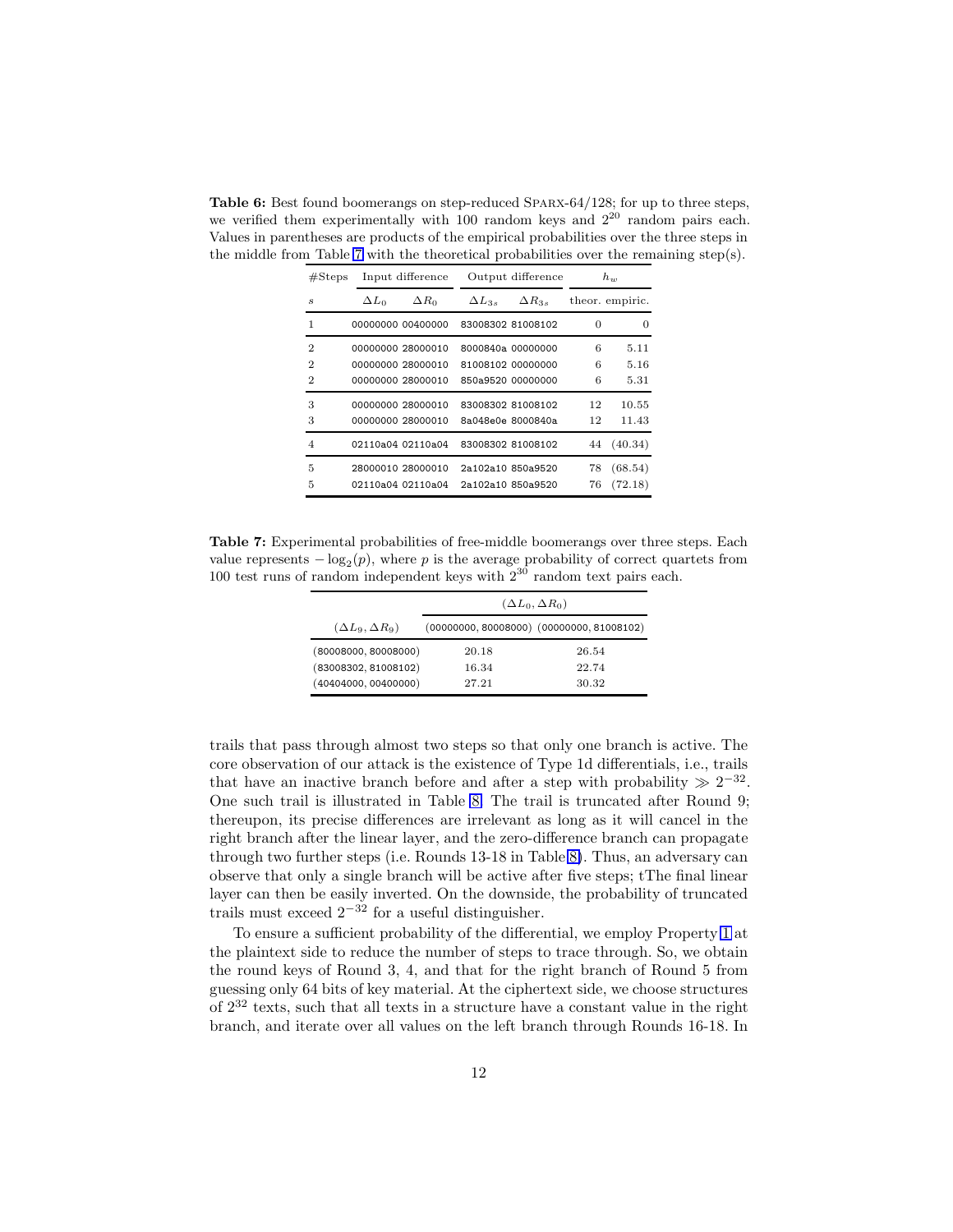**Table 6:** Best found boomerangs on step-reduced SPARX-64/128; for up to three steps, we verified them experimentally with 100 random keys and $2^{20}$ random pairs each. Values in parentheses are products of the empirical probabilities over the three steps in the middle from Table 7 with the theoretical probabilities over the remaining step(s).

| #Steps | Input difference | | Output difference | | $h_w$ | |
|---|---|---|---|---|---|---|
| $s$ | $\Delta L_0$ | $\Delta R_0$ | $\Delta L_{3s}$ | $\Delta R_{3s}$ | theor. | empiric. |
| 1 | 00000000 | 00400000 | 83008302 | 81008102 | 0 | 0 |
| 2 | 00000000 | 28000010 | 8000840a | 00000000 | 6 | 5.11 |
| 2 | 00000000 | 28000010 | 81008102 | 00000000 | 6 | 5.16 |
| 2 | 00000000 | 28000010 | 850a9520 | 00000000 | 6 | 5.31 |
| 3 | 00000000 | 28000010 | 83008302 | 81008102 | 12 | 10.55 |
| 3 | 00000000 | 28000010 | 8a048e0e | 8000840a | 12 | 11.43 |
| 4 | 02110a04 | 02110a04 | 83008302 | 81008102 | 44 | (40.34) |
| 5 | 28000010 | 28000010 | 2a102a10 | 850a9520 | 78 | (68.54) |
| 5 | 02110a04 | 02110a04 | 2a102a10 | 850a9520 | 76 | (72.18) |

**Table 7:** Experimental probabilities of free-middle boomerangs over three steps. Each value represents $-\log_2(p)$, where $p$ is the average probability of correct quartets from 100 test runs of random independent keys with $2^{30}$ random text pairs each.

| | $(\Delta L_0, \Delta R_0)$ | |
|---|---|---|
| $(\Delta L_9, \Delta R_9)$ | (00000000, 80008000) | (00000000, 81008102) |
| (80008000, 80008000) | 20.18 | 26.54 |
| (83008302, 81008102) | 16.34 | 22.74 |
| (40404000, 00400000) | 27.21 | 30.32 |

trails that pass through almost two steps so that only one branch is active. The core observation of our attack is the existence of Type 1d differentials, i.e., trails that have an inactive branch before and after a step with probability $\gg 2^{-32}$. One such trail is illustrated in Table 8. The trail is truncated after Round 9; thereupon, its precise differences are irrelevant as long as it will cancel in the right branch after the linear layer, and the zero-difference branch can propagate through two further steps (i.e. Rounds 13-18 in Table 8). Thus, an adversary can observe that only a single branch will be active after five steps; tThe final linear layer can then be easily inverted. On the downside, the probability of truncated trails must exceed $2^{-32}$ for a useful distinguisher.

To ensure a sufficient probability of the differential, we employ Property 1 at the plaintext side to reduce the number of steps to trace through. So, we obtain the round keys of Round 3, 4, and that for the right branch of Round 5 from guessing only 64 bits of key material. At the ciphertext side, we choose structures of $2^{32}$ texts, such that all texts in a structure have a constant value in the right branch, and iterate over all values on the left branch through Rounds 16-18. In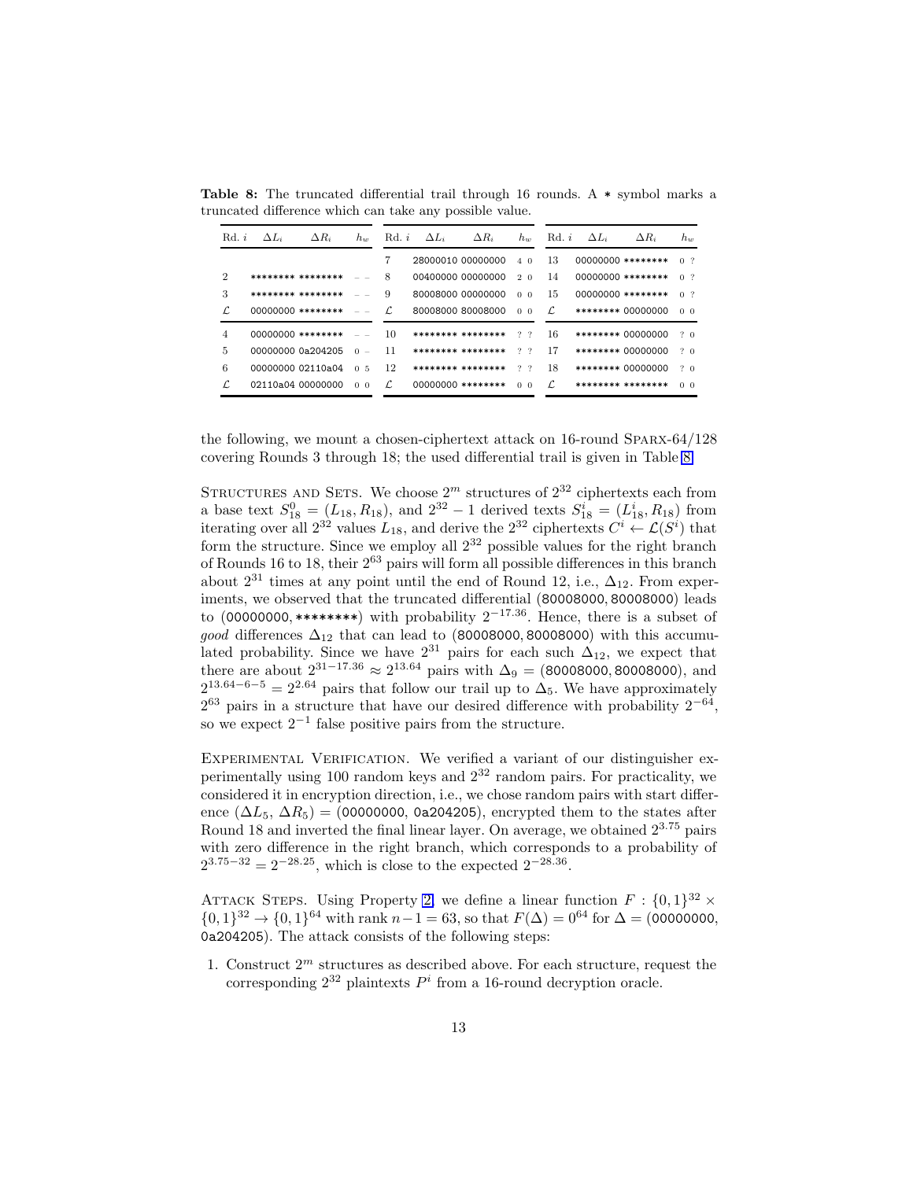**Table 8:** The truncated differential trail through 16 rounds. A * symbol marks a truncated difference which can take any possible value.

| Rd. $i$ | $\Delta L_i$ | $\Delta R_i$ | $h_w$ | Rd. $i$ | $\Delta L_i$ | $\Delta R_i$ | $h_w$ | Rd. $i$ | $\Delta L_i$ | $\Delta R_i$ | $h_w$ |
|---|---|---|---|---|---|---|---|---|---|---|---|
| | | | | 7 | 28000010 | 00000000 | 4 0 | 13 | 00000000 | ******** | 0 ? |
| 2 | ******** | ******** | – – | 8 | 00400000 | 00000000 | 2 0 | 14 | 00000000 | ******** | 0 ? |
| 3 | ******** | ******** | – – | 9 | 80008000 | 00000000 | 0 0 | 15 | 00000000 | ******** | 0 ? |
| $\mathcal{L}$ | 00000000 | ******** | – – | $\mathcal{L}$ | 80008000 | 80008000 | 0 0 | $\mathcal{L}$ | ******** | 00000000 | 0 0 |
| 4 | 00000000 | ******** | – – | 10 | ******** | ******** | ? ? | 16 | ******** | 00000000 | ? 0 |
| 5 | 00000000 | 0a204205 | 0 – | 11 | ******** | ******** | ? ? | 17 | ******** | 00000000 | ? 0 |
| 6 | 00000000 | 02110a04 | 0 5 | 12 | ******** | ******** | ? ? | 18 | ******** | 00000000 | ? 0 |
| $\mathcal{L}$ | 02110a04 | 00000000 | 0 0 | $\mathcal{L}$ | 00000000 | ******** | 0 0 | $\mathcal{L}$ | ******** | ******** | 0 0 |

the following, we mount a chosen-ciphertext attack on 16-round Sparx-64/128 covering Rounds 3 through 18; the used differential trail is given in Table 8.

Structures and Sets. We choose $2^m$ structures of $2^{32}$ ciphertexts each from a base text $S^0_{18} = (L_{18}, R_{18})$, and $2^{32} - 1$ derived texts $S^i_{18} = (L^i_{18}, R_{18})$ from iterating over all $2^{32}$ values $L_{18}$, and derive the $2^{32}$ ciphertexts $C^i \leftarrow \mathcal{L}(S^i)$ that form the structure. Since we employ all $2^{32}$ possible values for the right branch of Rounds 16 to 18, their $2^{63}$ pairs will form all possible differences in this branch about $2^{31}$ times at any point until the end of Round 12, i.e., $\Delta_{12}$. From experiments, we observed that the truncated differential (80008000, 80008000) leads to (00000000, ********) with probability $2^{-17.36}$. Hence, there is a subset of *good* differences $\Delta_{12}$ that can lead to (80008000, 80008000) with this accumulated probability. Since we have $2^{31}$ pairs for each such $\Delta_{12}$, we expect that there are about $2^{31-17.36} \approx 2^{13.64}$ pairs with $\Delta_9 = (80008000, 80008000)$, and $2^{13.64-6-5} = 2^{2.64}$ pairs that follow our trail up to $\Delta_5$. We have approximately $2^{63}$ pairs in a structure that have our desired difference with probability $2^{-64}$, so we expect $2^{-1}$ false positive pairs from the structure.

Experimental Verification. We verified a variant of our distinguisher experimentally using 100 random keys and $2^{32}$ random pairs. For practicality, we considered it in encryption direction, i.e., we chose random pairs with start difference $(\Delta L_5, \Delta R_5) =$ (00000000, 0a204205), encrypted them to the states after Round 18 and inverted the final linear layer. On average, we obtained $2^{3.75}$ pairs with zero difference in the right branch, which corresponds to a probability of $2^{3.75-32} = 2^{-28.25}$, which is close to the expected $2^{-28.36}$.

Attack Steps. Using Property 2, we define a linear function $F : \{0,1\}^{32} \times \{0,1\}^{32} \to \{0,1\}^{64}$ with rank $n-1 = 63$, so that $F(\Delta) = 0^{64}$ for $\Delta =$ (00000000, 0a204205). The attack consists of the following steps:

1. Construct $2^m$ structures as described above. For each structure, request the corresponding $2^{32}$ plaintexts $P^i$ from a 16-round decryption oracle.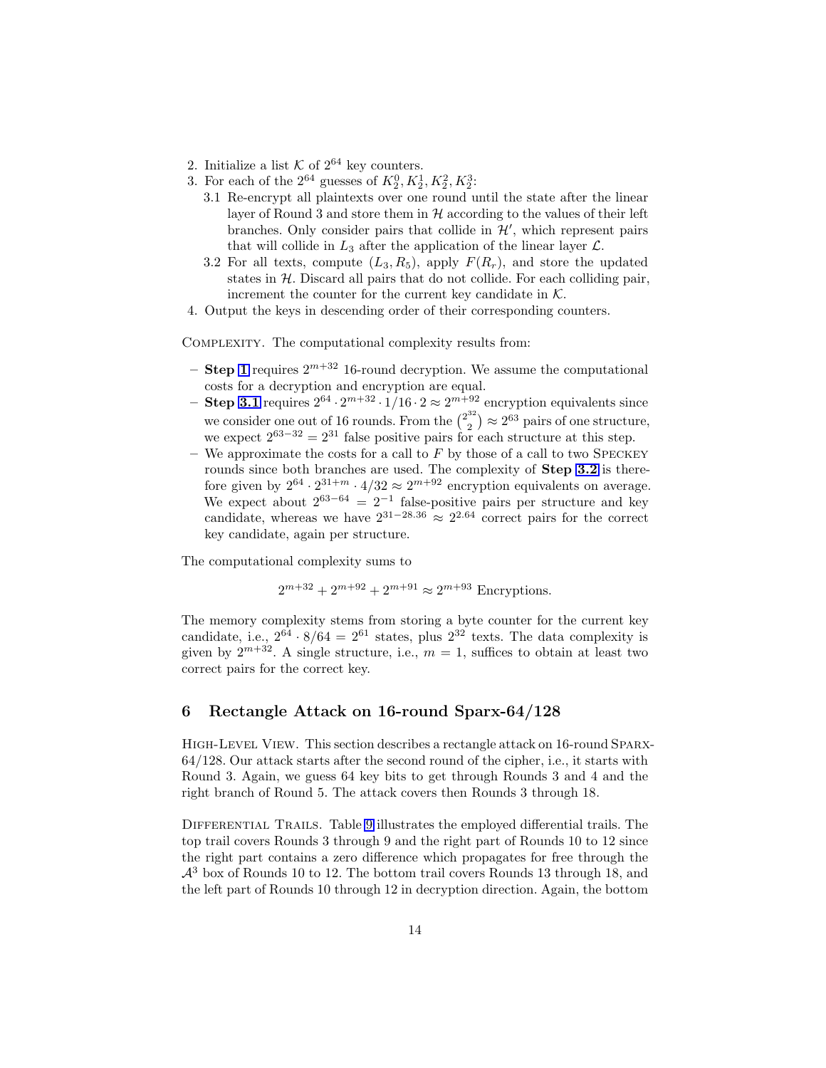2. Initialize a list $\mathcal{K}$ of $2^{64}$ key counters.
3. For each of the $2^{64}$ guesses of $K_2^0, K_2^1, K_2^2, K_2^3$:
   3.1 Re-encrypt all plaintexts over one round until the state after the linear layer of Round 3 and store them in $\mathcal{H}$ according to the values of their left branches. Only consider pairs that collide in $\mathcal{H}'$, which represent pairs that will collide in $L_3$ after the application of the linear layer $\mathcal{L}$.
   3.2 For all texts, compute $(L_3, R_5)$, apply $F(R_r)$, and store the updated states in $\mathcal{H}$. Discard all pairs that do not collide. For each colliding pair, increment the counter for the current key candidate in $\mathcal{K}$.
4. Output the keys in descending order of their corresponding counters.

COMPLEXITY. The computational complexity results from:

- **Step 1** requires $2^{m+32}$ 16-round decryption. We assume the computational costs for a decryption and encryption are equal.
- **Step 3.1** requires $2^{64} \cdot 2^{m+32} \cdot 1/16 \cdot 2 \approx 2^{m+92}$ encryption equivalents since we consider one out of 16 rounds. From the $\binom{2^{32}}{2} \approx 2^{63}$ pairs of one structure, we expect $2^{63-32} = 2^{31}$ false positive pairs for each structure at this step.
- We approximate the costs for a call to $F$ by those of a call to two SPECKEY rounds since both branches are used. The complexity of **Step 3.2** is therefore given by $2^{64} \cdot 2^{31+m} \cdot 4/32 \approx 2^{m+92}$ encryption equivalents on average. We expect about $2^{63-64} = 2^{-1}$ false-positive pairs per structure and key candidate, whereas we have $2^{31-28.36} \approx 2^{2.64}$ correct pairs for the correct key candidate, again per structure.

The computational complexity sums to

$$2^{m+32} + 2^{m+92} + 2^{m+91} \approx 2^{m+93} \text{ Encryptions.}$$

The memory complexity stems from storing a byte counter for the current key candidate, i.e., $2^{64} \cdot 8/64 = 2^{61}$ states, plus $2^{32}$ texts. The data complexity is given by $2^{m+32}$. A single structure, i.e., $m = 1$, suffices to obtain at least two correct pairs for the correct key.

## 6 Rectangle Attack on 16-round Sparx-64/128

HIGH-LEVEL VIEW. This section describes a rectangle attack on 16-round SPARX-64/128. Our attack starts after the second round of the cipher, i.e., it starts with Round 3. Again, we guess 64 key bits to get through Rounds 3 and 4 and the right branch of Round 5. The attack covers then Rounds 3 through 18.

DIFFERENTIAL TRAILS. Table 9 illustrates the employed differential trails. The top trail covers Rounds 3 through 9 and the right part of Rounds 10 to 12 since the right part contains a zero difference which propagates for free through the $\mathcal{A}^3$ box of Rounds 10 to 12. The bottom trail covers Rounds 13 through 18, and the left part of Rounds 10 through 12 in decryption direction. Again, the bottom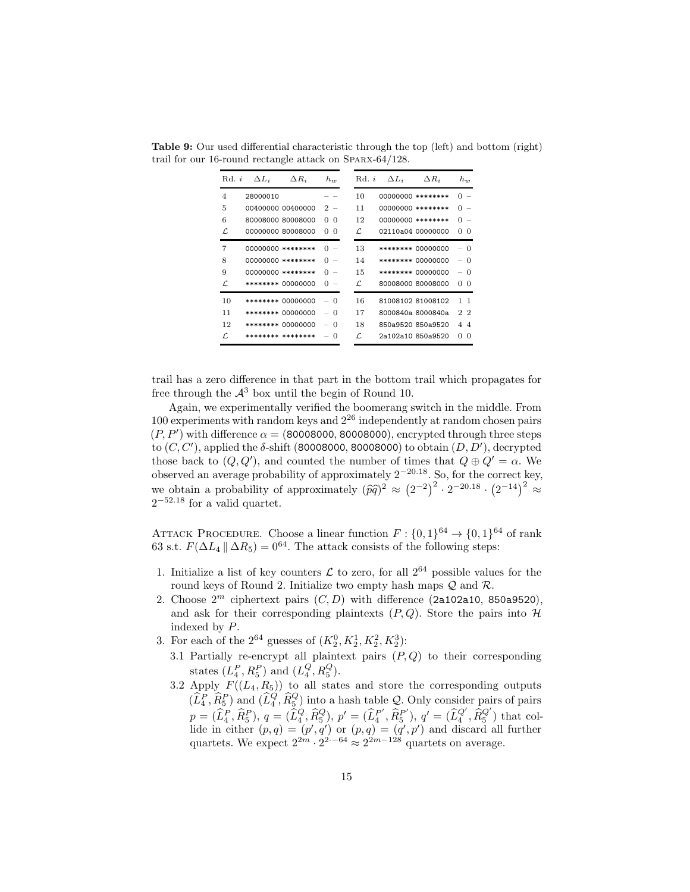**Table 9:** Our used differential characteristic through the top (left) and bottom (right) trail for our 16-round rectangle attack on SPARX-64/128.

| Rd. $i$ | $\Delta L_i$ | $\Delta R_i$ | $h_w$ | | Rd. $i$ | $\Delta L_i$ | $\Delta R_i$ | $h_w$ | |
|---|---|---|---|---|---|---|---|---|---|
| 4 | 28000010 | | – | – | 10 | 00000000 | ******** | 0 | – |
| 5 | 00400000 | 00400000 | 2 | – | 11 | 00000000 | ******** | 0 | – |
| 6 | 80008000 | 80008000 | 0 | 0 | 12 | 00000000 | ******** | 0 | – |
| $\mathcal{L}$ | 00000000 | 80008000 | 0 | 0 | $\mathcal{L}$ | 02110a04 | 00000000 | 0 | 0 |
| 7 | 00000000 | ******** | 0 | – | 13 | ******** | 00000000 | – | 0 |
| 8 | 00000000 | ******** | 0 | – | 14 | ******** | 00000000 | – | 0 |
| 9 | 00000000 | ******** | 0 | – | 15 | ******** | 00000000 | – | 0 |
| $\mathcal{L}$ | ******** | 00000000 | 0 | – | $\mathcal{L}$ | 80008000 | 80008000 | 0 | 0 |
| 10 | ******** | 00000000 | – | 0 | 16 | 81008102 | 81008102 | 1 | 1 |
| 11 | ******** | 00000000 | – | 0 | 17 | 8000840a | 8000840a | 2 | 2 |
| 12 | ******** | 00000000 | – | 0 | 18 | 850a9520 | 850a9520 | 4 | 4 |
| $\mathcal{L}$ | ******** | ******** | – | 0 | $\mathcal{L}$ | 2a102a10 | 850a9520 | 0 | 0 |

trail has a zero difference in that part in the bottom trail which propagates for free through the $\mathcal{A}^3$ box until the begin of Round 10.

Again, we experimentally verified the boomerang switch in the middle. From 100 experiments with random keys and $2^{26}$ independently at random chosen pairs $(P, P')$ with difference $\alpha = (80008000, 80008000)$, encrypted through three steps to $(C, C')$, applied the $\delta$-shift $(80008000, 80008000)$ to obtain $(D, D')$, decrypted those back to $(Q, Q')$, and counted the number of times that $Q \oplus Q' = \alpha$. We observed an average probability of approximately $2^{-20.18}$. So, for the correct key, we obtain a probability of approximately $(\widehat{p}\widehat{q})^2 \approx \left(2^{-2}\right)^2 \cdot 2^{-20.18} \cdot \left(2^{-14}\right)^2 \approx 2^{-52.18}$ for a valid quartet.

ATTACK PROCEDURE. Choose a linear function $F : \{0,1\}^{64} \to \{0,1\}^{64}$ of rank 63 s.t. $F(\Delta L_4 \parallel \Delta R_5) = 0^{64}$. The attack consists of the following steps:

1. Initialize a list of key counters $\mathcal{L}$ to zero, for all $2^{64}$ possible values for the round keys of Round 2. Initialize two empty hash maps $\mathcal{Q}$ and $\mathcal{R}$.
2. Choose $2^m$ ciphertext pairs $(C, D)$ with difference $(2a102a10, 850a9520)$, and ask for their corresponding plaintexts $(P, Q)$. Store the pairs into $\mathcal{H}$ indexed by $P$.
3. For each of the $2^{64}$ guesses of $(K_2^0, K_2^1, K_2^2, K_2^3)$:
   3.1 Partially re-encrypt all plaintext pairs $(P, Q)$ to their corresponding states $(L_4^P, R_5^P)$ and $(L_4^Q, R_5^Q)$.
   3.2 Apply $F((L_4, R_5))$ to all states and store the corresponding outputs $(\widehat{L}_4^P, \widehat{R}_5^P)$ and $(\widehat{L}_4^Q, \widehat{R}_5^Q)$ into a hash table $\mathcal{Q}$. Only consider pairs of pairs $p = (\widehat{L}_4^P, \widehat{R}_5^P)$, $q = (\widehat{L}_4^Q, \widehat{R}_5^Q)$, $p' = (\widehat{L}_4^{P'}, \widehat{R}_5^{P'})$, $q' = (\widehat{L}_4^{Q'}, \widehat{R}_5^{Q'})$ that collide in either $(p, q) = (p', q')$ or $(p, q) = (q', p')$ and discard all further quartets. We expect $2^{2m} \cdot 2^{2 \cdot -64} \approx 2^{2m-128}$ quartets on average.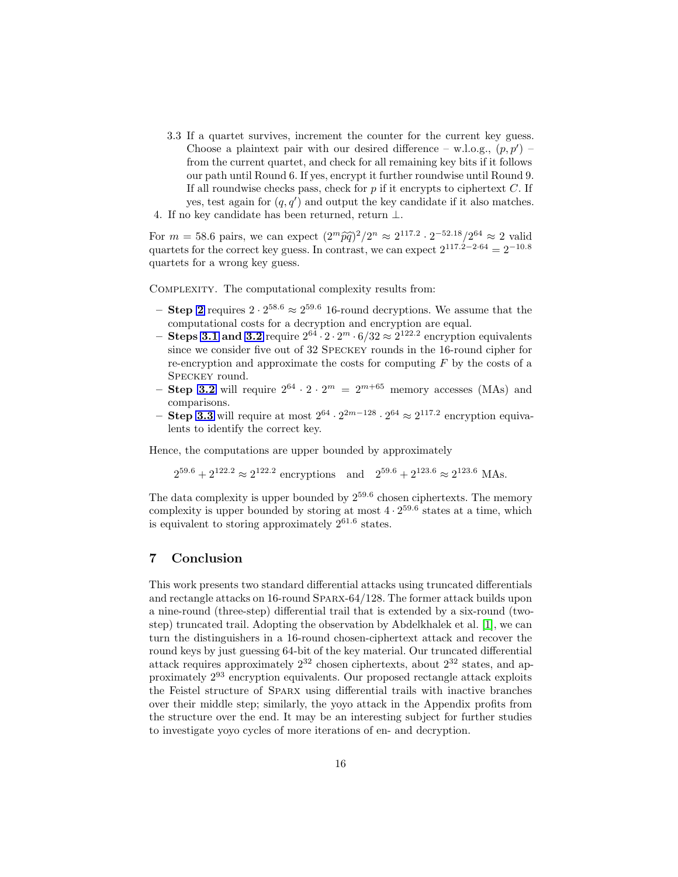3.3 If a quartet survives, increment the counter for the current key guess. Choose a plaintext pair with our desired difference – w.l.o.g., $(p, p')$ – from the current quartet, and check for all remaining key bits if it follows our path until Round 6. If yes, encrypt it further roundwise until Round 9. If all roundwise checks pass, check for $p$ if it encrypts to ciphertext $C$. If yes, test again for $(q, q')$ and output the key candidate if it also matches.

4. If no key candidate has been returned, return $\perp$.

For $m = 58.6$ pairs, we can expect $(2^m \widehat{p}\widehat{q})^2 / 2^n \approx 2^{117.2} \cdot 2^{-52.18} / 2^{64} \approx 2$ valid quartets for the correct key guess. In contrast, we can expect $2^{117.2 - 2 \cdot 64} = 2^{-10.8}$ quartets for a wrong key guess.

Complexity. The computational complexity results from:

- **Step 2** requires $2 \cdot 2^{58.6} \approx 2^{59.6}$ 16-round decryptions. We assume that the computational costs for a decryption and encryption are equal.
- **Steps 3.1 and 3.2** require $2^{64} \cdot 2 \cdot 2^m \cdot 6/32 \approx 2^{122.2}$ encryption equivalents since we consider five out of 32 Speckey rounds in the 16-round cipher for re-encryption and approximate the costs for computing $F$ by the costs of a Speckey round.
- **Step 3.2** will require $2^{64} \cdot 2 \cdot 2^m = 2^{m+65}$ memory accesses (MAs) and comparisons.
- **Step 3.3** will require at most $2^{64} \cdot 2^{2m-128} \cdot 2^{64} \approx 2^{117.2}$ encryption equivalents to identify the correct key.

Hence, the computations are upper bounded by approximately

$$2^{59.6} + 2^{122.2} \approx 2^{122.2} \text{ encryptions} \quad \text{and} \quad 2^{59.6} + 2^{123.6} \approx 2^{123.6} \text{ MAs}.$$

The data complexity is upper bounded by $2^{59.6}$ chosen ciphertexts. The memory complexity is upper bounded by storing at most $4 \cdot 2^{59.6}$ states at a time, which is equivalent to storing approximately $2^{61.6}$ states.

## 7 Conclusion

This work presents two standard differential attacks using truncated differentials and rectangle attacks on 16-round Sparx-64/128. The former attack builds upon a nine-round (three-step) differential trail that is extended by a six-round (two-step) truncated trail. Adopting the observation by Abdelkhalek et al. [1], we can turn the distinguishers in a 16-round chosen-ciphertext attack and recover the round keys by just guessing 64-bit of the key material. Our truncated differential attack requires approximately $2^{32}$ chosen ciphertexts, about $2^{32}$ states, and approximately $2^{93}$ encryption equivalents. Our proposed rectangle attack exploits the Feistel structure of Sparx using differential trails with inactive branches over their middle step; similarly, the yoyo attack in the Appendix profits from the structure over the end. It may be an interesting subject for further studies to investigate yoyo cycles of more iterations of en- and decryption.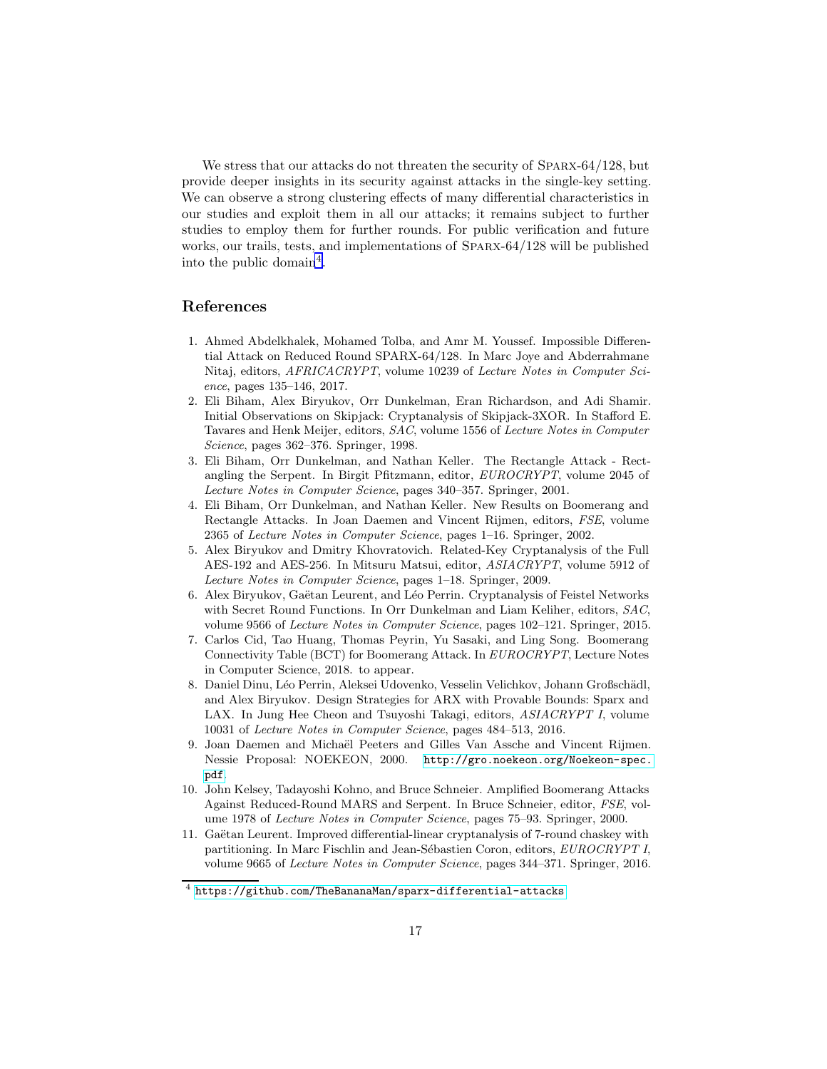We stress that our attacks do not threaten the security of Sparx-64/128, but provide deeper insights in its security against attacks in the single-key setting. We can observe a strong clustering effects of many differential characteristics in our studies and exploit them in all our attacks; it remains subject to further studies to employ them for further rounds. For public verification and future works, our trails, tests, and implementations of Sparx-64/128 will be published into the public domain[4].

## References

1. Ahmed Abdelkhalek, Mohamed Tolba, and Amr M. Youssef. Impossible Differential Attack on Reduced Round SPARX-64/128. In Marc Joye and Abderrahmane Nitaj, editors, *AFRICACRYPT*, volume 10239 of *Lecture Notes in Computer Science*, pages 135–146, 2017.
2. Eli Biham, Alex Biryukov, Orr Dunkelman, Eran Richardson, and Adi Shamir. Initial Observations on Skipjack: Cryptanalysis of Skipjack-3XOR. In Stafford E. Tavares and Henk Meijer, editors, *SAC*, volume 1556 of *Lecture Notes in Computer Science*, pages 362–376. Springer, 1998.
3. Eli Biham, Orr Dunkelman, and Nathan Keller. The Rectangle Attack - Rectangling the Serpent. In Birgit Pfitzmann, editor, *EUROCRYPT*, volume 2045 of *Lecture Notes in Computer Science*, pages 340–357. Springer, 2001.
4. Eli Biham, Orr Dunkelman, and Nathan Keller. New Results on Boomerang and Rectangle Attacks. In Joan Daemen and Vincent Rijmen, editors, *FSE*, volume 2365 of *Lecture Notes in Computer Science*, pages 1–16. Springer, 2002.
5. Alex Biryukov and Dmitry Khovratovich. Related-Key Cryptanalysis of the Full AES-192 and AES-256. In Mitsuru Matsui, editor, *ASIACRYPT*, volume 5912 of *Lecture Notes in Computer Science*, pages 1–18. Springer, 2009.
6. Alex Biryukov, Gaëtan Leurent, and Léo Perrin. Cryptanalysis of Feistel Networks with Secret Round Functions. In Orr Dunkelman and Liam Keliher, editors, *SAC*, volume 9566 of *Lecture Notes in Computer Science*, pages 102–121. Springer, 2015.
7. Carlos Cid, Tao Huang, Thomas Peyrin, Yu Sasaki, and Ling Song. Boomerang Connectivity Table (BCT) for Boomerang Attack. In *EUROCRYPT*, Lecture Notes in Computer Science, 2018. to appear.
8. Daniel Dinu, Léo Perrin, Aleksei Udovenko, Vesselin Velichkov, Johann Großschädl, and Alex Biryukov. Design Strategies for ARX with Provable Bounds: Sparx and LAX. In Jung Hee Cheon and Tsuyoshi Takagi, editors, *ASIACRYPT I*, volume 10031 of *Lecture Notes in Computer Science*, pages 484–513, 2016.
9. Joan Daemen and Michaël Peeters and Gilles Van Assche and Vincent Rijmen. Nessie Proposal: NOEKEON, 2000. `http://gro.noekeon.org/Noekeon-spec.pdf`.
10. John Kelsey, Tadayoshi Kohno, and Bruce Schneier. Amplified Boomerang Attacks Against Reduced-Round MARS and Serpent. In Bruce Schneier, editor, *FSE*, volume 1978 of *Lecture Notes in Computer Science*, pages 75–93. Springer, 2000.
11. Gaëtan Leurent. Improved differential-linear cryptanalysis of 7-round chaskey with partitioning. In Marc Fischlin and Jean-Sébastien Coron, editors, *EUROCRYPT I*, volume 9665 of *Lecture Notes in Computer Science*, pages 344–371. Springer, 2016.

[4] `https://github.com/TheBananaMan/sparx-differential-attacks`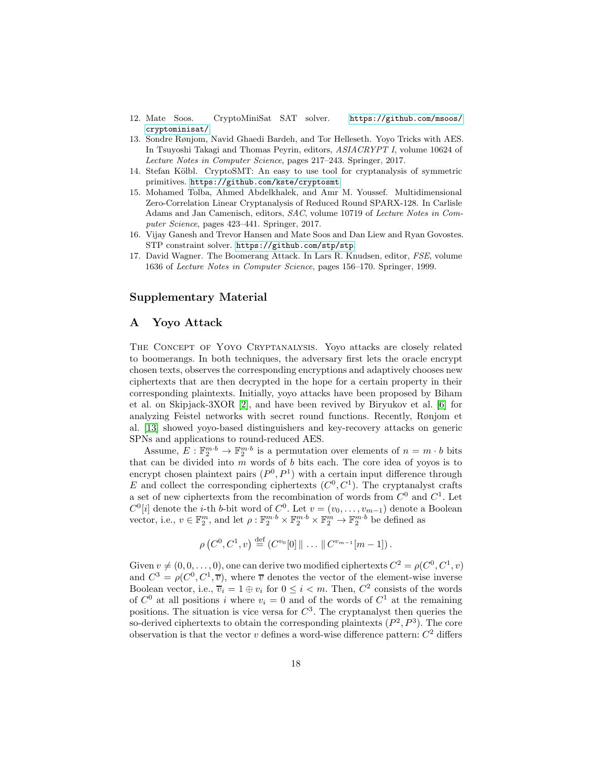12. Mate Soos. CryptoMiniSat SAT solver. https://github.com/msoos/cryptominisat/
13. Sondre Rønjom, Navid Ghaedi Bardeh, and Tor Helleseth. Yoyo Tricks with AES. In Tsuyoshi Takagi and Thomas Peyrin, editors, *ASIACRYPT I*, volume 10624 of *Lecture Notes in Computer Science*, pages 217–243. Springer, 2017.
14. Stefan Kölbl. CryptoSMT: An easy to use tool for cryptanalysis of symmetric primitives. https://github.com/kste/cryptosmt
15. Mohamed Tolba, Ahmed Abdelkhalek, and Amr M. Youssef. Multidimensional Zero-Correlation Linear Cryptanalysis of Reduced Round SPARX-128. In Carlisle Adams and Jan Camenisch, editors, *SAC*, volume 10719 of *Lecture Notes in Computer Science*, pages 423–441. Springer, 2017.
16. Vijay Ganesh and Trevor Hansen and Mate Soos and Dan Liew and Ryan Govostes. STP constraint solver. https://github.com/stp/stp
17. David Wagner. The Boomerang Attack. In Lars R. Knudsen, editor, *FSE*, volume 1636 of *Lecture Notes in Computer Science*, pages 156–170. Springer, 1999.

## Supplementary Material

## A Yoyo Attack

The Concept of Yoyo Cryptanalysis. Yoyo attacks are closely related to boomerangs. In both techniques, the adversary first lets the oracle encrypt chosen texts, observes the corresponding encryptions and adaptively chooses new ciphertexts that are then decrypted in the hope for a certain property in their corresponding plaintexts. Initially, yoyo attacks have been proposed by Biham et al. on Skipjack-3XOR [2], and have been revived by Biryukov et al. [6] for analyzing Feistel networks with secret round functions. Recently, Rønjom et al. [13] showed yoyo-based distinguishers and key-recovery attacks on generic SPNs and applications to round-reduced AES.

Assume, $E : \mathbb{F}_2^{m \cdot b} \to \mathbb{F}_2^{m \cdot b}$ is a permutation over elements of $n = m \cdot b$ bits that can be divided into $m$ words of $b$ bits each. The core idea of yoyos is to encrypt chosen plaintext pairs $(P^0, P^1)$ with a certain input difference through $E$ and collect the corresponding ciphertexts $(C^0, C^1)$. The cryptanalyst crafts a set of new ciphertexts from the recombination of words from $C^0$ and $C^1$. Let $C^0[i]$ denote the $i$-th $b$-bit word of $C^0$. Let $v = (v_0, \ldots, v_{m-1})$ denote a Boolean vector, i.e., $v \in \mathbb{F}_2^m$, and let $\rho : \mathbb{F}_2^{m \cdot b} \times \mathbb{F}_2^{m \cdot b} \times \mathbb{F}_2^m \to \mathbb{F}_2^{m \cdot b}$ be defined as

$$\rho\left(C^0, C^1, v\right) \stackrel{\text{def}}{=} \left(C^{v_0}[0] \parallel \ldots \parallel C^{v_{m-1}}[m-1]\right).$$

Given $v \neq (0, 0, \ldots, 0)$, one can derive two modified ciphertexts $C^2 = \rho(C^0, C^1, v)$ and $C^3 = \rho(C^0, C^1, \overline{v})$, where $\overline{v}$ denotes the vector of the element-wise inverse Boolean vector, i.e., $\overline{v}_i = 1 \oplus v_i$ for $0 \leq i < m$. Then, $C^2$ consists of the words of $C^0$ at all positions $i$ where $v_i = 0$ and of the words of $C^1$ at the remaining positions. The situation is vice versa for $C^3$. The cryptanalyst then queries the so-derived ciphertexts to obtain the corresponding plaintexts $(P^2, P^3)$. The core observation is that the vector $v$ defines a word-wise difference pattern: $C^2$ differs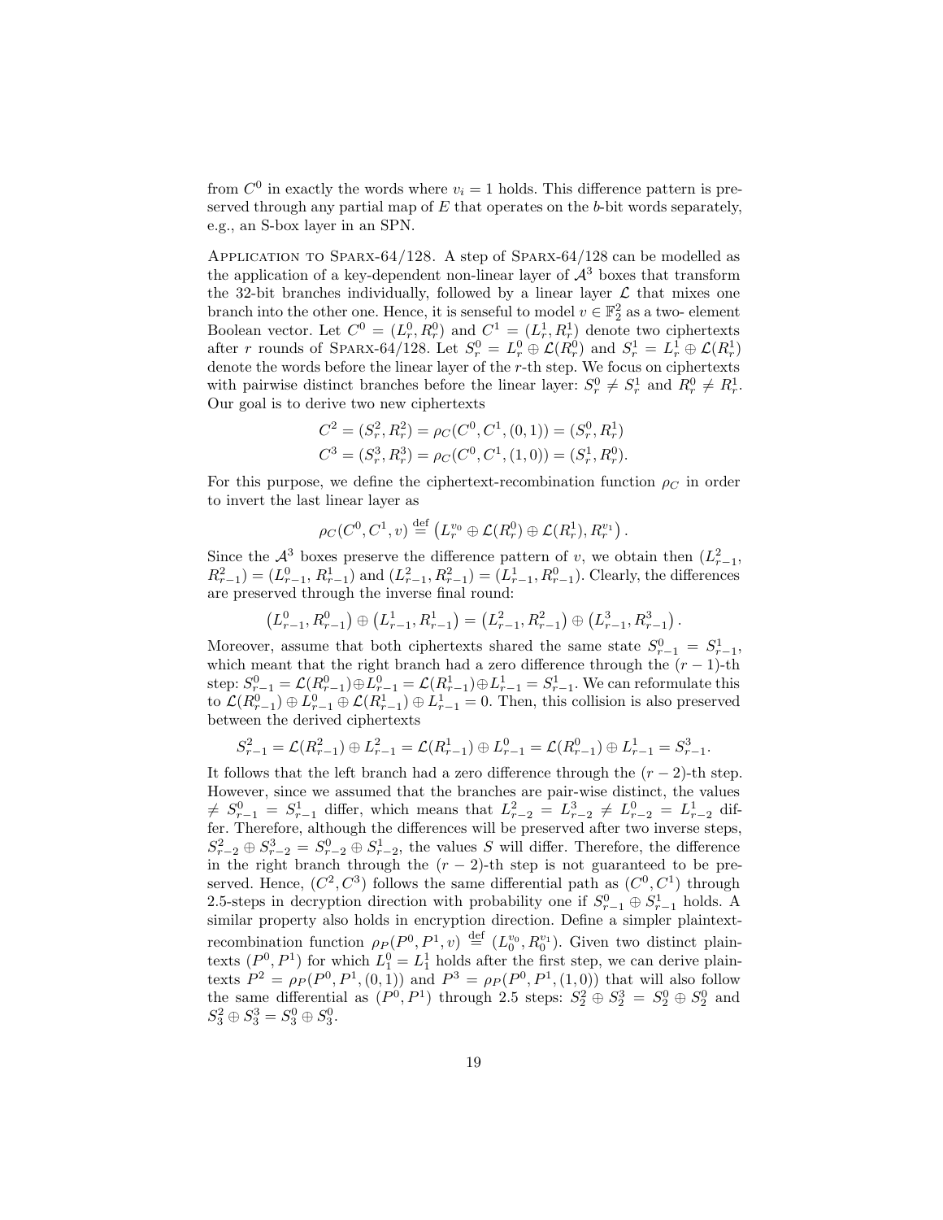from $C^0$ in exactly the words where $v_i = 1$ holds. This difference pattern is preserved through any partial map of $E$ that operates on the $b$-bit words separately, e.g., an S-box layer in an SPN.

**Application to Sparx-64/128.** A step of Sparx-64/128 can be modelled as the application of a key-dependent non-linear layer of $\mathcal{A}^3$ boxes that transform the 32-bit branches individually, followed by a linear layer $\mathcal{L}$ that mixes one branch into the other one. Hence, it is senseful to model $v \in \mathbb{F}_2^2$ as a two- element Boolean vector. Let $C^0 = (L_r^0, R_r^0)$ and $C^1 = (L_r^1, R_r^1)$ denote two ciphertexts after $r$ rounds of Sparx-64/128. Let $S_r^0 = L_r^0 \oplus \mathcal{L}(R_r^0)$ and $S_r^1 = L_r^1 \oplus \mathcal{L}(R_r^1)$ denote the words before the linear layer of the $r$-th step. We focus on ciphertexts with pairwise distinct branches before the linear layer: $S_r^0 \neq S_r^1$ and $R_r^0 \neq R_r^1$. Our goal is to derive two new ciphertexts

$$C^2 = (S_r^2, R_r^2) = \rho_C(C^0, C^1, (0,1)) = (S_r^0, R_r^1)$$
$$C^3 = (S_r^3, R_r^3) = \rho_C(C^0, C^1, (1,0)) = (S_r^1, R_r^0).$$

For this purpose, we define the ciphertext-recombination function $\rho_C$ in order to invert the last linear layer as

$$\rho_C(C^0, C^1, v) \stackrel{\text{def}}{=} \left(L_r^{v_0} \oplus \mathcal{L}(R_r^0) \oplus \mathcal{L}(R_r^1), R_r^{v_1}\right).$$

Since the $\mathcal{A}^3$ boxes preserve the difference pattern of $v$, we obtain then $(L_{r-1}^2, R_{r-1}^2) = (L_{r-1}^0, R_{r-1}^1)$ and $(L_{r-1}^2, R_{r-1}^2) = (L_{r-1}^1, R_{r-1}^0)$. Clearly, the differences are preserved through the inverse final round:

$$\left(L_{r-1}^0, R_{r-1}^0\right) \oplus \left(L_{r-1}^1, R_{r-1}^1\right) = \left(L_{r-1}^2, R_{r-1}^2\right) \oplus \left(L_{r-1}^3, R_{r-1}^3\right).$$

Moreover, assume that both ciphertexts shared the same state $S_{r-1}^0 = S_{r-1}^1$, which meant that the right branch had a zero difference through the $(r-1)$-th step: $S_{r-1}^0 = \mathcal{L}(R_{r-1}^0) \oplus L_{r-1}^0 = \mathcal{L}(R_{r-1}^1) \oplus L_{r-1}^1 = S_{r-1}^1$. We can reformulate this to $\mathcal{L}(R_{r-1}^0) \oplus L_{r-1}^0 \oplus \mathcal{L}(R_{r-1}^1) \oplus L_{r-1}^1 = 0$. Then, this collision is also preserved between the derived ciphertexts

$$S_{r-1}^2 = \mathcal{L}(R_{r-1}^2) \oplus L_{r-1}^2 = \mathcal{L}(R_{r-1}^1) \oplus L_{r-1}^0 = \mathcal{L}(R_{r-1}^0) \oplus L_{r-1}^1 = S_{r-1}^3.$$

It follows that the left branch had a zero difference through the $(r-2)$-th step. However, since we assumed that the branches are pair-wise distinct, the values $\neq S_{r-1}^0 = S_{r-1}^1$ differ, which means that $L_{r-2}^2 = L_{r-2}^3 \neq L_{r-2}^0 = L_{r-2}^1$ differ. Therefore, although the differences will be preserved after two inverse steps, $S_{r-2}^2 \oplus S_{r-2}^3 = S_{r-2}^0 \oplus S_{r-2}^1$, the values $S$ will differ. Therefore, the difference in the right branch through the $(r-2)$-th step is not guaranteed to be preserved. Hence, $(C^2, C^3)$ follows the same differential path as $(C^0, C^1)$ through 2.5-steps in decryption direction with probability one if $S_{r-1}^0 \oplus S_{r-1}^1$ holds. A similar property also holds in encryption direction. Define a simpler plaintext-recombination function $\rho_P(P^0, P^1, v) \stackrel{\text{def}}{=} (L_0^{v_0}, R_0^{v_1})$. Given two distinct plaintexts $(P^0, P^1)$ for which $L_1^0 = L_1^1$ holds after the first step, we can derive plaintexts $P^2 = \rho_P(P^0, P^1, (0,1))$ and $P^3 = \rho_P(P^0, P^1, (1,0))$ that will also follow the same differential as $(P^0, P^1)$ through 2.5 steps: $S_2^2 \oplus S_2^3 = S_2^0 \oplus S_2^0$ and $S_3^2 \oplus S_3^3 = S_3^0 \oplus S_3^0$.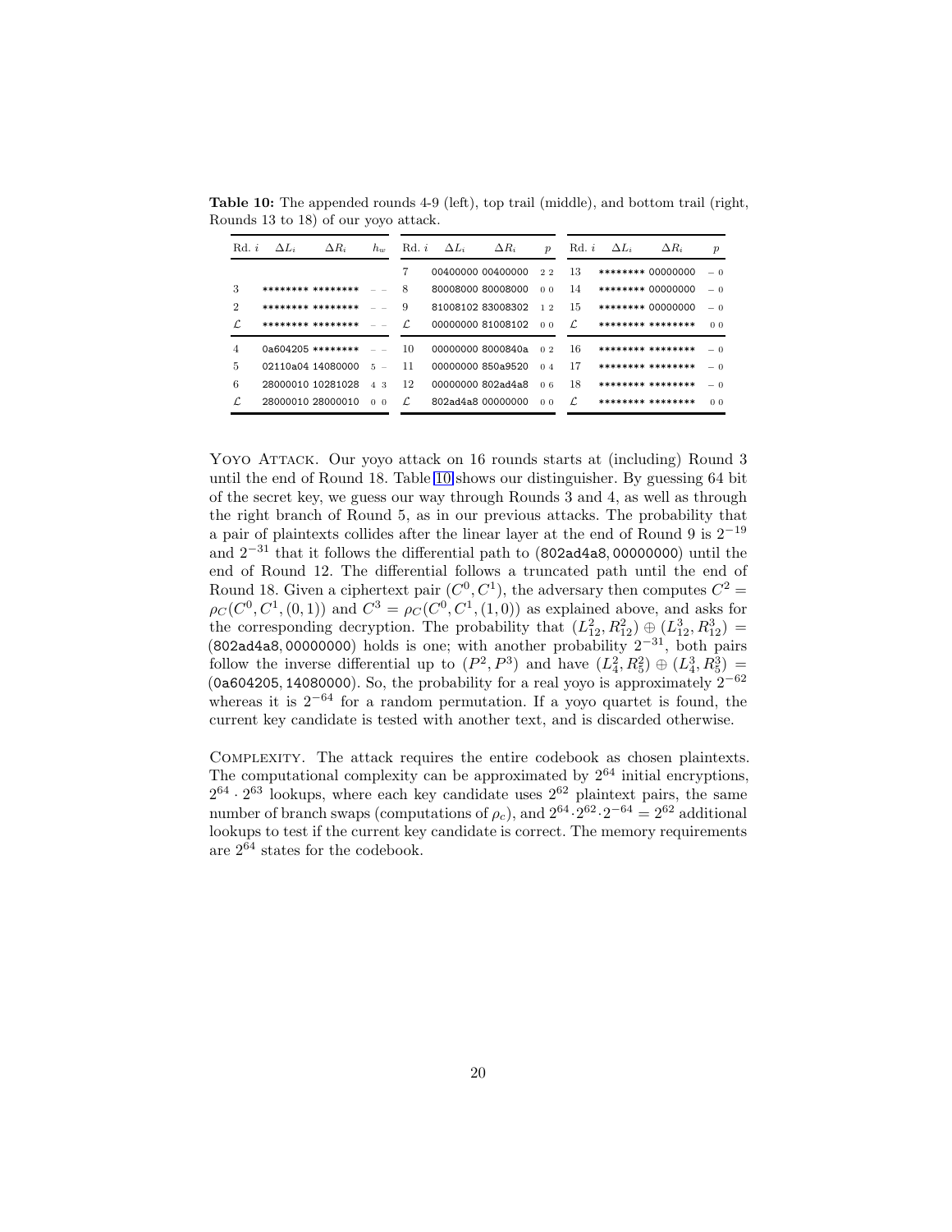**Table 10:** The appended rounds 4-9 (left), top trail (middle), and bottom trail (right, Rounds 13 to 18) of our yoyo attack.

| Rd. $i$ | $\Delta L_i$ | $\Delta R_i$ | $h_w$ | Rd. $i$ | $\Delta L_i$ | $\Delta R_i$ | $p$ | Rd. $i$ | $\Delta L_i$ | $\Delta R_i$ | $p$ |
|---|---|---|---|---|---|---|---|---|---|---|---|
| | | | | 7 | 00400000 | 00400000 | 2 2 | 13 | ******** | 00000000 | – 0 |
| 3 | ******** | ******** | – – | 8 | 80008000 | 80008000 | 0 0 | 14 | ******** | 00000000 | – 0 |
| 2 | ******** | ******** | – – | 9 | 81008102 | 83008302 | 1 2 | 15 | ******** | 00000000 | – 0 |
| $\mathcal{L}$ | ******** | ******** | – – | $\mathcal{L}$ | 00000000 | 81008102 | 0 0 | $\mathcal{L}$ | ******** | ******** | 0 0 |
| 4 | 0a604205 | ******** | – – | 10 | 00000000 | 8000840a | 0 2 | 16 | ******** | ******** | – 0 |
| 5 | 02110a04 | 14080000 | 5 – | 11 | 00000000 | 850a9520 | 0 4 | 17 | ******** | ******** | – 0 |
| 6 | 28000010 | 10281028 | 4 3 | 12 | 00000000 | 802ad4a8 | 0 6 | 18 | ******** | ******** | – 0 |
| $\mathcal{L}$ | 28000010 | 28000010 | 0 0 | $\mathcal{L}$ | 802ad4a8 | 00000000 | 0 0 | $\mathcal{L}$ | ******** | ******** | 0 0 |

Yoyo Attack. Our yoyo attack on 16 rounds starts at (including) Round 3 until the end of Round 18. Table 10 shows our distinguisher. By guessing 64 bit of the secret key, we guess our way through Rounds 3 and 4, as well as through the right branch of Round 5, as in our previous attacks. The probability that a pair of plaintexts collides after the linear layer at the end of Round 9 is $2^{-19}$ and $2^{-31}$ that it follows the differential path to (802ad4a8, 00000000) until the end of Round 12. The differential follows a truncated path until the end of Round 18. Given a ciphertext pair $(C^0, C^1)$, the adversary then computes $C^2 = \rho_C(C^0, C^1, (0, 1))$ and $C^3 = \rho_C(C^0, C^1, (1, 0))$ as explained above, and asks for the corresponding decryption. The probability that $(L^2_{12}, R^2_{12}) \oplus (L^3_{12}, R^3_{12}) =$ (802ad4a8, 00000000) holds is one; with another probability $2^{-31}$, both pairs follow the inverse differential up to $(P^2, P^3)$ and have $(L^2_4, R^2_5) \oplus (L^3_4, R^3_5) =$ (0a604205, 14080000). So, the probability for a real yoyo is approximately $2^{-62}$ whereas it is $2^{-64}$ for a random permutation. If a yoyo quartet is found, the current key candidate is tested with another text, and is discarded otherwise.

Complexity. The attack requires the entire codebook as chosen plaintexts. The computational complexity can be approximated by $2^{64}$ initial encryptions, $2^{64} \cdot 2^{63}$ lookups, where each key candidate uses $2^{62}$ plaintext pairs, the same number of branch swaps (computations of $\rho_c$), and $2^{64} \cdot 2^{62} \cdot 2^{-64} = 2^{62}$ additional lookups to test if the current key candidate is correct. The memory requirements are $2^{64}$ states for the codebook.